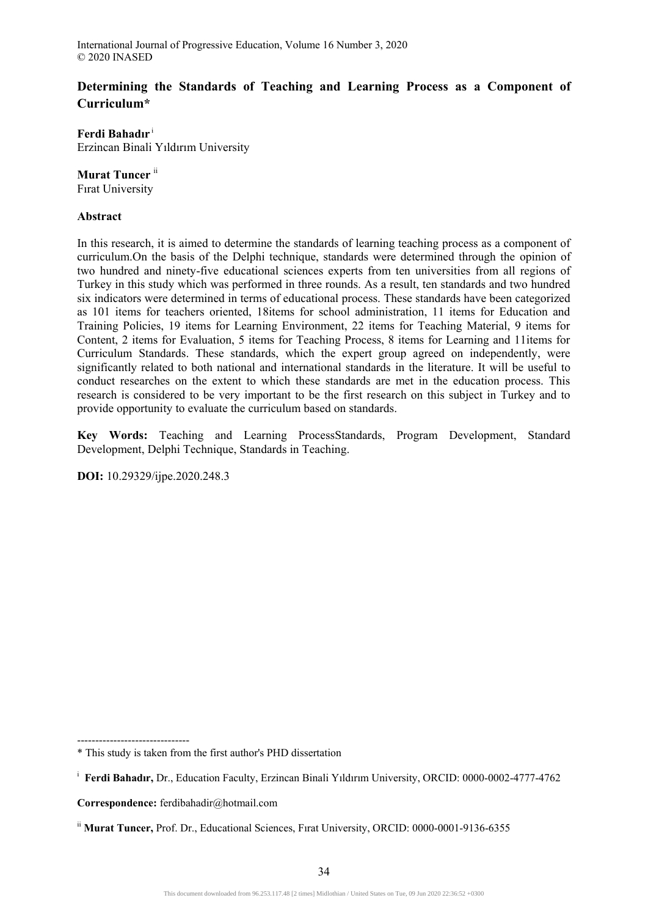# Determining the Standards of Teaching and Learning Process as a Component of Curriculum*

**Ferdi Bahadır** [i]
Erzincan Binali Yıldırım University

**Murat Tuncer** [ii]
Fırat University

## Abstract

In this research, it is aimed to determine the standards of learning teaching process as a component of curriculum.On the basis of the Delphi technique, standards were determined through the opinion of two hundred and ninety-five educational sciences experts from ten universities from all regions of Turkey in this study which was performed in three rounds. As a result, ten standards and two hundred six indicators were determined in terms of educational process. These standards have been categorized as 101 items for teachers oriented, 18items for school administration, 11 items for Education and Training Policies, 19 items for Learning Environment, 22 items for Teaching Material, 9 items for Content, 2 items for Evaluation, 5 items for Teaching Process, 8 items for Learning and 11items for Curriculum Standards. These standards, which the expert group agreed on independently, were significantly related to both national and international standards in the literature. It will be useful to conduct researches on the extent to which these standards are met in the education process. This research is considered to be very important to be the first research on this subject in Turkey and to provide opportunity to evaluate the curriculum based on standards.

**Key Words:** Teaching and Learning ProcessStandards, Program Development, Standard Development, Delphi Technique, Standards in Teaching.

**DOI:** 10.29329/ijpe.2020.248.3

-------------------------------

* This study is taken from the first author's PHD dissertation

[i] **Ferdi Bahadır,** Dr., Education Faculty, Erzincan Binali Yıldırım University, ORCID: 0000-0002-4777-4762

**Correspondence:** ferdibahadir@hotmail.com

[ii] **Murat Tuncer,** Prof. Dr., Educational Sciences, Fırat University, ORCID: 0000-0001-9136-6355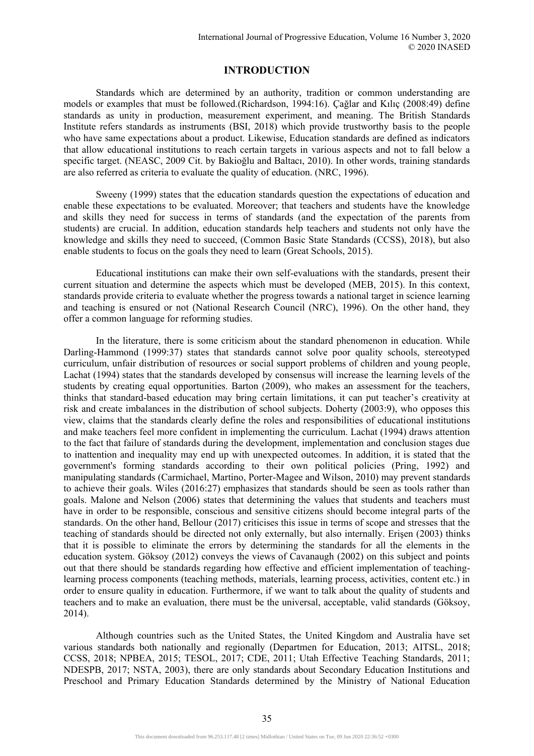## INTRODUCTION

Standards which are determined by an authority, tradition or common understanding are models or examples that must be followed.(Richardson, 1994:16). Çağlar and Kılıç (2008:49) define standards as unity in production, measurement experiment, and meaning. The British Standards Institute refers standards as instruments (BSI, 2018) which provide trustworthy basis to the people who have same expectations about a product. Likewise, Education standards are defined as indicators that allow educational institutions to reach certain targets in various aspects and not to fall below a specific target. (NEASC, 2009 Cit. by Bakioğlu and Baltacı, 2010). In other words, training standards are also referred as criteria to evaluate the quality of education. (NRC, 1996).

Sweeny (1999) states that the education standards question the expectations of education and enable these expectations to be evaluated. Moreover; that teachers and students have the knowledge and skills they need for success in terms of standards (and the expectation of the parents from students) are crucial. In addition, education standards help teachers and students not only have the knowledge and skills they need to succeed, (Common Basic State Standards (CCSS), 2018), but also enable students to focus on the goals they need to learn (Great Schools, 2015).

Educational institutions can make their own self-evaluations with the standards, present their current situation and determine the aspects which must be developed (MEB, 2015). In this context, standards provide criteria to evaluate whether the progress towards a national target in science learning and teaching is ensured or not (National Research Council (NRC), 1996). On the other hand, they offer a common language for reforming studies.

In the literature, there is some criticism about the standard phenomenon in education. While Darling-Hammond (1999:37) states that standards cannot solve poor quality schools, stereotyped curriculum, unfair distribution of resources or social support problems of children and young people, Lachat (1994) states that the standards developed by consensus will increase the learning levels of the students by creating equal opportunities. Barton (2009), who makes an assessment for the teachers, thinks that standard-based education may bring certain limitations, it can put teacher's creativity at risk and create imbalances in the distribution of school subjects. Doherty (2003:9), who opposes this view, claims that the standards clearly define the roles and responsibilities of educational institutions and make teachers feel more confident in implementing the curriculum. Lachat (1994) draws attention to the fact that failure of standards during the development, implementation and conclusion stages due to inattention and inequality may end up with unexpected outcomes. In addition, it is stated that the government's forming standards according to their own political policies (Pring, 1992) and manipulating standards (Carmichael, Martino, Porter-Magee and Wilson, 2010) may prevent standards to achieve their goals. Wiles (2016:27) emphasizes that standards should be seen as tools rather than goals. Malone and Nelson (2006) states that determining the values that students and teachers must have in order to be responsible, conscious and sensitive citizens should become integral parts of the standards. On the other hand, Bellour (2017) criticises this issue in terms of scope and stresses that the teaching of standards should be directed not only externally, but also internally. Erişen (2003) thinks that it is possible to eliminate the errors by determining the standards for all the elements in the education system. Göksoy (2012) conveys the views of Cavanaugh (2002) on this subject and points out that there should be standards regarding how effective and efficient implementation of teaching-learning process components (teaching methods, materials, learning process, activities, content etc.) in order to ensure quality in education. Furthermore, if we want to talk about the quality of students and teachers and to make an evaluation, there must be the universal, acceptable, valid standards (Göksoy, 2014).

Although countries such as the United States, the United Kingdom and Australia have set various standards both nationally and regionally (Departmen for Education, 2013; AITSL, 2018; CCSS, 2018; NPBEA, 2015; TESOL, 2017; CDE, 2011; Utah Effective Teaching Standards, 2011; NDESPB, 2017; NSTA, 2003), there are only standards about Secondary Education Institutions and Preschool and Primary Education Standards determined by the Ministry of National Education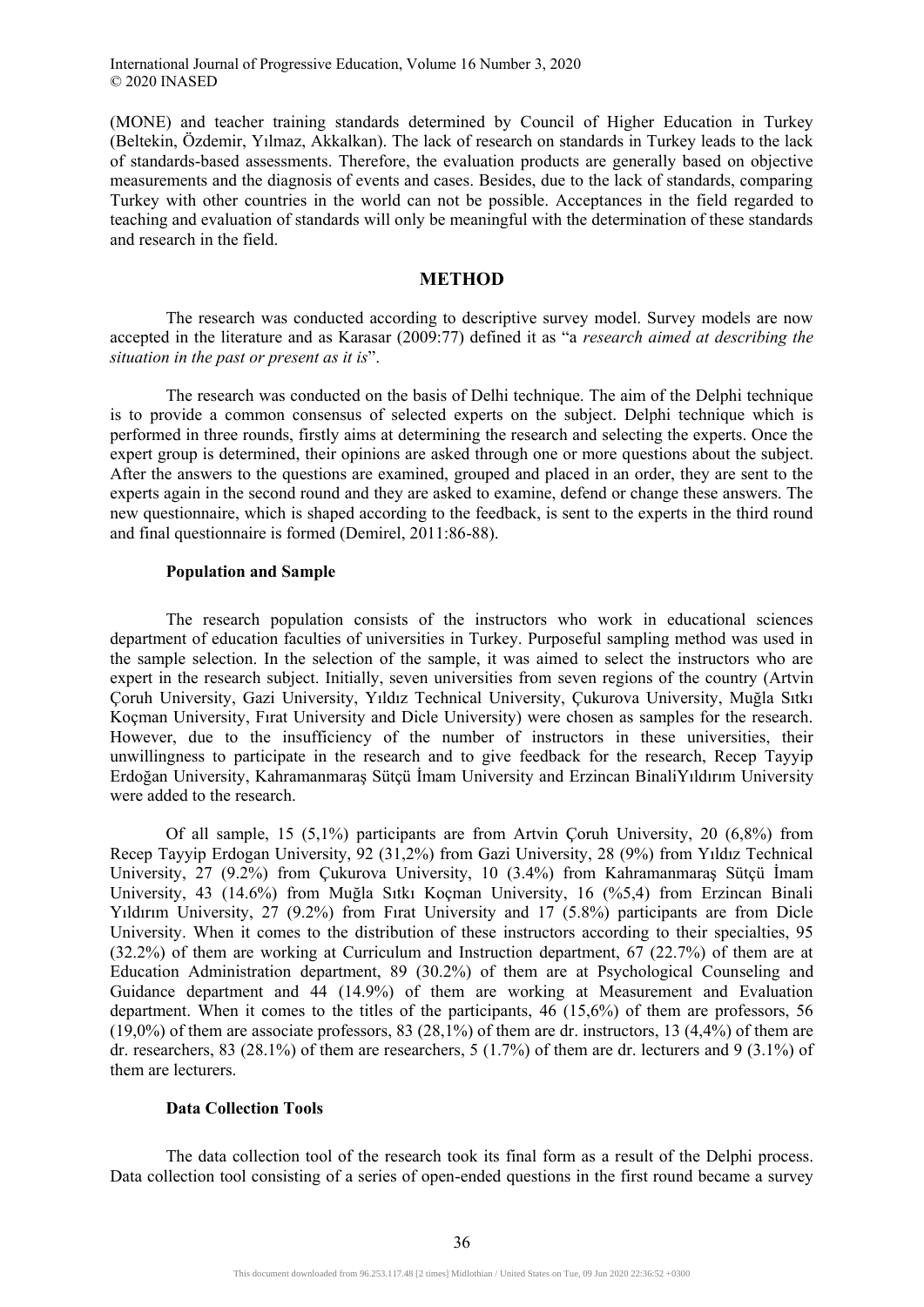(MONE) and teacher training standards determined by Council of Higher Education in Turkey (Beltekin, Özdemir, Yılmaz, Akkalkan). The lack of research on standards in Turkey leads to the lack of standards-based assessments. Therefore, the evaluation products are generally based on objective measurements and the diagnosis of events and cases. Besides, due to the lack of standards, comparing Turkey with other countries in the world can not be possible. Acceptances in the field regarded to teaching and evaluation of standards will only be meaningful with the determination of these standards and research in the field.

## METHOD

The research was conducted according to descriptive survey model. Survey models are now accepted in the literature and as Karasar (2009:77) defined it as "a *research aimed at describing the situation in the past or present as it is*".

The research was conducted on the basis of Delhi technique. The aim of the Delphi technique is to provide a common consensus of selected experts on the subject. Delphi technique which is performed in three rounds, firstly aims at determining the research and selecting the experts. Once the expert group is determined, their opinions are asked through one or more questions about the subject. After the answers to the questions are examined, grouped and placed in an order, they are sent to the experts again in the second round and they are asked to examine, defend or change these answers. The new questionnaire, which is shaped according to the feedback, is sent to the experts in the third round and final questionnaire is formed (Demirel, 2011:86-88).

### Population and Sample

The research population consists of the instructors who work in educational sciences department of education faculties of universities in Turkey. Purposeful sampling method was used in the sample selection. In the selection of the sample, it was aimed to select the instructors who are expert in the research subject. Initially, seven universities from seven regions of the country (Artvin Çoruh University, Gazi University, Yıldız Technical University, Çukurova University, Muğla Sıtkı Koçman University, Fırat University and Dicle University) were chosen as samples for the research. However, due to the insufficiency of the number of instructors in these universities, their unwillingness to participate in the research and to give feedback for the research, Recep Tayyip Erdoğan University, Kahramanmaraş Sütçü İmam University and Erzincan BinaliYıldırım University were added to the research.

Of all sample, 15 (5,1%) participants are from Artvin Çoruh University, 20 (6,8%) from Recep Tayyip Erdogan University, 92 (31,2%) from Gazi University, 28 (9%) from Yıldız Technical University, 27 (9.2%) from Çukurova University, 10 (3.4%) from Kahramanmaraş Sütçü İmam University, 43 (14.6%) from Muğla Sıtkı Koçman University, 16 (%5,4) from Erzincan Binali Yıldırım University, 27 (9.2%) from Fırat University and 17 (5.8%) participants are from Dicle University. When it comes to the distribution of these instructors according to their specialties, 95 (32.2%) of them are working at Curriculum and Instruction department, 67 (22.7%) of them are at Education Administration department, 89 (30.2%) of them are at Psychological Counseling and Guidance department and 44 (14.9%) of them are working at Measurement and Evaluation department. When it comes to the titles of the participants, 46 (15,6%) of them are professors, 56 (19,0%) of them are associate professors, 83 (28,1%) of them are dr. instructors, 13 (4,4%) of them are dr. researchers, 83 (28.1%) of them are researchers, 5 (1.7%) of them are dr. lecturers and 9 (3.1%) of them are lecturers.

### Data Collection Tools

The data collection tool of the research took its final form as a result of the Delphi process. Data collection tool consisting of a series of open-ended questions in the first round became a survey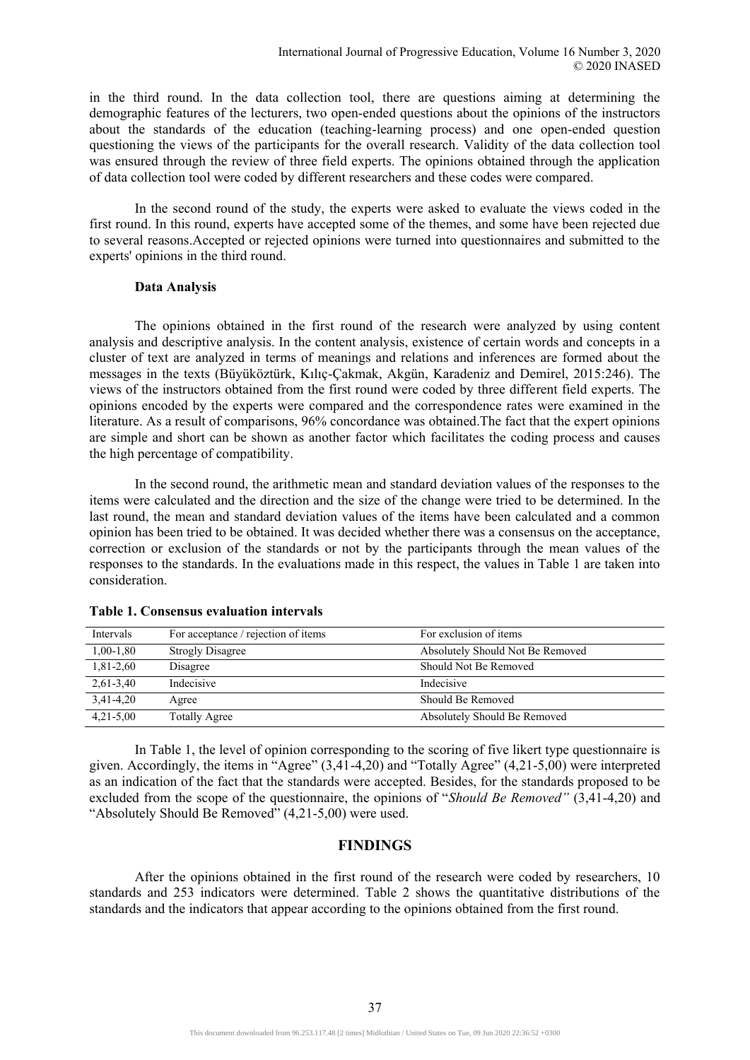in the third round. In the data collection tool, there are questions aiming at determining the demographic features of the lecturers, two open-ended questions about the opinions of the instructors about the standards of the education (teaching-learning process) and one open-ended question questioning the views of the participants for the overall research. Validity of the data collection tool was ensured through the review of three field experts. The opinions obtained through the application of data collection tool were coded by different researchers and these codes were compared.

In the second round of the study, the experts were asked to evaluate the views coded in the first round. In this round, experts have accepted some of the themes, and some have been rejected due to several reasons.Accepted or rejected opinions were turned into questionnaires and submitted to the experts' opinions in the third round.

### Data Analysis

The opinions obtained in the first round of the research were analyzed by using content analysis and descriptive analysis. In the content analysis, existence of certain words and concepts in a cluster of text are analyzed in terms of meanings and relations and inferences are formed about the messages in the texts (Büyüköztürk, Kılıç-Çakmak, Akgün, Karadeniz and Demirel, 2015:246). The views of the instructors obtained from the first round were coded by three different field experts. The opinions encoded by the experts were compared and the correspondence rates were examined in the literature. As a result of comparisons, 96% concordance was obtained.The fact that the expert opinions are simple and short can be shown as another factor which facilitates the coding process and causes the high percentage of compatibility.

In the second round, the arithmetic mean and standard deviation values of the responses to the items were calculated and the direction and the size of the change were tried to be determined. In the last round, the mean and standard deviation values of the items have been calculated and a common opinion has been tried to be obtained. It was decided whether there was a consensus on the acceptance, correction or exclusion of the standards or not by the participants through the mean values of the responses to the standards. In the evaluations made in this respect, the values in Table 1 are taken into consideration.

**Table 1. Consensus evaluation intervals**

| Intervals | For acceptance / rejection of items | For exclusion of items |
|---|---|---|
| 1,00-1,80 | Strogly Disagree | Absolutely Should Not Be Removed |
| 1,81-2,60 | Disagree | Should Not Be Removed |
| 2,61-3,40 | Indecisive | Indecisive |
| 3,41-4,20 | Agree | Should Be Removed |
| 4,21-5,00 | Totally Agree | Absolutely Should Be Removed |

In Table 1, the level of opinion corresponding to the scoring of five likert type questionnaire is given. Accordingly, the items in "Agree" (3,41-4,20) and "Totally Agree" (4,21-5,00) were interpreted as an indication of the fact that the standards were accepted. Besides, for the standards proposed to be excluded from the scope of the questionnaire, the opinions of "*Should Be Removed"* (3,41-4,20) and "Absolutely Should Be Removed" (4,21-5,00) were used.

## FINDINGS

After the opinions obtained in the first round of the research were coded by researchers, 10 standards and 253 indicators were determined. Table 2 shows the quantitative distributions of the standards and the indicators that appear according to the opinions obtained from the first round.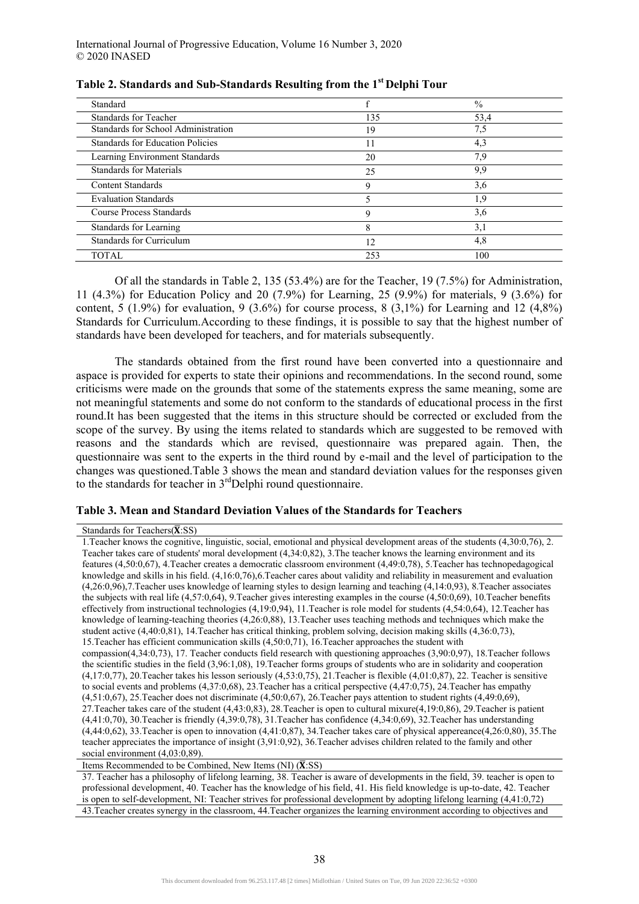**Table 2. Standards and Sub-Standards Resulting from the 1st Delphi Tour**

| Standard | f | % |
|---|---|---|
| Standards for Teacher | 135 | 53,4 |
| Standards for School Administration | 19 | 7,5 |
| Standards for Education Policies | 11 | 4,3 |
| Learning Environment Standards | 20 | 7,9 |
| Standards for Materials | 25 | 9,9 |
| Content Standards | 9 | 3,6 |
| Evaluation Standards | 5 | 1,9 |
| Course Process Standards | 9 | 3,6 |
| Standards for Learning | 8 | 3,1 |
| Standards for Curriculum | 12 | 4,8 |
| TOTAL | 253 | 100 |

Of all the standards in Table 2, 135 (53.4%) are for the Teacher, 19 (7.5%) for Administration, 11 (4.3%) for Education Policy and 20 (7.9%) for Learning, 25 (9.9%) for materials, 9 (3.6%) for content, 5 (1.9%) for evaluation, 9 (3.6%) for course process, 8 (3,1%) for Learning and 12 (4,8%) Standards for Curriculum.According to these findings, it is possible to say that the highest number of standards have been developed for teachers, and for materials subsequently.

The standards obtained from the first round have been converted into a questionnaire and aspace is provided for experts to state their opinions and recommendations. In the second round, some criticisms were made on the grounds that some of the statements express the same meaning, some are not meaningful statements and some do not conform to the standards of educational process in the first round.It has been suggested that the items in this structure should be corrected or excluded from the scope of the survey. By using the items related to standards which are suggested to be removed with reasons and the standards which are revised, questionnaire was prepared again. Then, the questionnaire was sent to the experts in the third round by e-mail and the level of participation to the changes was questioned.Table 3 shows the mean and standard deviation values for the responses given to the standards for teacher in 3rdDelphi round questionnaire.

**Table 3. Mean and Standard Deviation Values of the Standards for Teachers**

| Standards for Teachers($\bar{X}$:SS) |
|---|
| 1.Teacher knows the cognitive, linguistic, social, emotional and physical development areas of the students (4,30:0,76), 2. Teacher takes care of students' moral development (4,34:0,82), 3.The teacher knows the learning environment and its features (4,50:0,67), 4.Teacher creates a democratic classroom environment (4,49:0,78), 5.Teacher has technopedagogical knowledge and skills in his field. (4,16:0,76),6.Teacher cares about validity and reliability in measurement and evaluation (4,26:0,96),7.Teacher uses knowledge of learning styles to design learning and teaching (4,14:0,93), 8.Teacher associates the subjects with real life (4,57:0,64), 9.Teacher gives interesting examples in the course (4,50:0,69), 10.Teacher benefits effectively from instructional technologies (4,19:0,94), 11.Teacher is role model for students (4,54:0,64), 12.Teacher has knowledge of learning-teaching theories (4,26:0,88), 13.Teacher uses teaching methods and techniques which make the student active (4,40:0,81), 14.Teacher has critical thinking, problem solving, decision making skills (4,36:0,73), 15.Teacher has efficient communication skills (4,50:0,71), 16.Teacher approaches the student with compassion(4,34:0,73), 17. Teacher conducts field research with questioning approaches (3,90:0,97), 18.Teacher follows the scientific studies in the field (3,96:1,08), 19.Teacher forms groups of students who are in solidarity and cooperation (4,17:0,77), 20.Teacher takes his lesson seriously (4,53:0,75), 21.Teacher is flexible (4,01:0,87), 22. Teacher is sensitive to social events and problems (4,37:0,68), 23.Teacher has a critical perspective (4,47:0,75), 24.Teacher has empathy (4,51:0,67), 25.Teacher does not discriminate (4,50:0,67), 26.Teacher pays attention to student rights (4,49:0,69), 27.Teacher takes care of the student (4,43:0,83), 28.Teacher is open to cultural mixure(4,19:0,86), 29.Teacher is patient (4,41:0,70), 30.Teacher is friendly (4,39:0,78), 31.Teacher has confidence (4,34:0,69), 32.Teacher has understanding (4,44:0,62), 33.Teacher is open to innovation (4,41:0,87), 34.Teacher takes care of physical appereance(4,26:0,80), 35.The teacher appreciates the importance of insight (3,91:0,92), 36.Teacher advises children related to the family and other social environment (4,03:0,89). |
| Items Recommended to be Combined, New Items (NI) ($\bar{X}$:SS) |
| 37. Teacher has a philosophy of lifelong learning, 38. Teacher is aware of developments in the field, 39. teacher is open to professional development, 40. Teacher has the knowledge of his field, 41. His field knowledge is up-to-date, 42. Teacher is open to self-development, NI: Teacher strives for professional development by adopting lifelong learning (4,41:0,72) |
| 43.Teacher creates synergy in the classroom, 44.Teacher organizes the learning environment according to objectives and |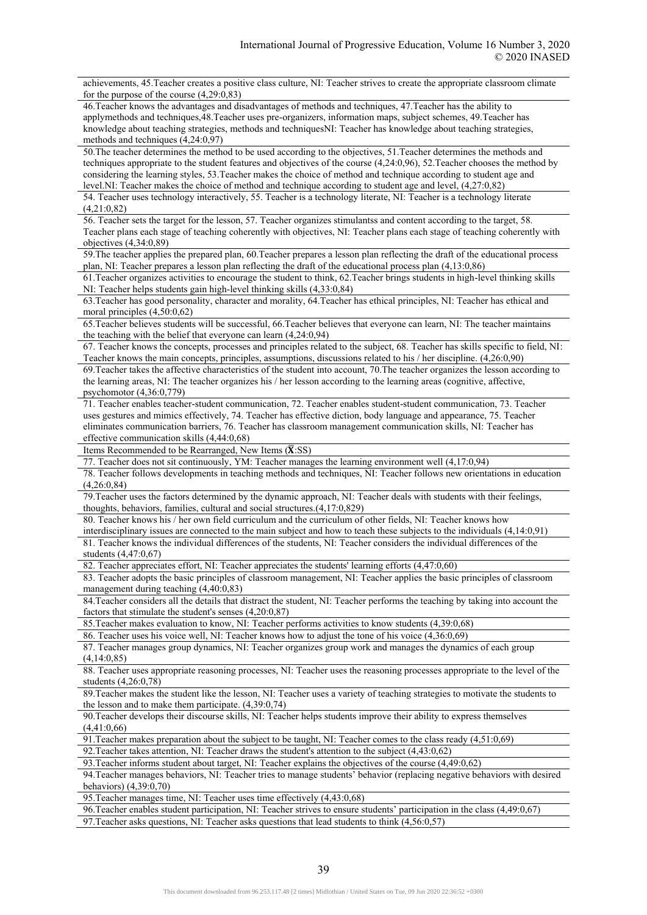| |
|---|
| achievements, 45.Teacher creates a positive class culture, NI: Teacher strives to create the appropriate classroom climate for the purpose of the course (4,29:0,83) |
| 46.Teacher knows the advantages and disadvantages of methods and techniques, 47.Teacher has the ability to applymethods and techniques,48.Teacher uses pre-organizers, information maps, subject schemes, 49.Teacher has knowledge about teaching strategies, methods and techniquesNI: Teacher has knowledge about teaching strategies, methods and techniques (4,24:0,97) |
| 50.The teacher determines the method to be used according to the objectives, 51.Teacher determines the methods and techniques appropriate to the student features and objectives of the course (4,24:0,96), 52.Teacher chooses the method by considering the learning styles, 53.Teacher makes the choice of method and technique according to student age and level.NI: Teacher makes the choice of method and technique according to student age and level, (4,27:0,82) |
| 54. Teacher uses technology interactively, 55. Teacher is a technology literate, NI: Teacher is a technology literate (4,21:0,82) |
| 56. Teacher sets the target for the lesson, 57. Teacher organizes stimulantss and content according to the target, 58. Teacher plans each stage of teaching coherently with objectives, NI: Teacher plans each stage of teaching coherently with objectives (4,34:0,89) |
| 59.The teacher applies the prepared plan, 60.Teacher prepares a lesson plan reflecting the draft of the educational process plan, NI: Teacher prepares a lesson plan reflecting the draft of the educational process plan (4,13:0,86) |
| 61.Teacher organizes activities to encourage the student to think, 62.Teacher brings students in high-level thinking skills NI: Teacher helps students gain high-level thinking skills (4,33:0,84) |
| 63.Teacher has good personality, character and morality, 64.Teacher has ethical principles, NI: Teacher has ethical and moral principles (4,50:0,62) |
| 65.Teacher believes students will be successful, 66.Teacher believes that everyone can learn, NI: The teacher maintains the teaching with the belief that everyone can learn (4,24:0,94) |
| 67. Teacher knows the concepts, processes and principles related to the subject, 68. Teacher has skills specific to field, NI: Teacher knows the main concepts, principles, assumptions, discussions related to his / her discipline. (4,26:0,90) |
| 69.The teacher takes the affective characteristics of the student into account, 70.The teacher organizes the lesson according to the learning areas, NI: The teacher organizes his / her lesson according to the learning areas (cognitive, affective, psychomotor (4,36:0,779) |
| 71. Teacher enables teacher-student communication, 72. Teacher enables student-student communication, 73. Teacher uses gestures and mimics effectively, 74. Teacher has effective diction, body language and appearance, 75. Teacher eliminates communication barriers, 76. Teacher has classroom management communication skills, NI: Teacher has effective communication skills (4,44:0,68) |
| Items Recommended to be Rearranged, New Items ($\bar{X}$:SS) |
| 77. Teacher does not sit continuously, YM: Teacher manages the learning environment well (4,17:0,94) |
| 78. Teacher follows developments in teaching methods and techniques, NI: Teacher follows new orientations in education (4,26:0,84) |
| 79.Teacher uses the factors determined by the dynamic approach, NI: Teacher deals with students with their feelings, thoughts, behaviors, families, cultural and social structures.(4,17:0,829) |
| 80. Teacher knows his / her own field curriculum and the curriculum of other fields, NI: Teacher knows how interdisciplinary issues are connected to the main subject and how to teach these subjects to the individuals (4,14:0,91) |
| 81. Teacher knows the individual differences of the students, NI: Teacher considers the individual differences of the students (4,47:0,67) |
| 82. Teacher appreciates effort, NI: Teacher appreciates the students' learning efforts (4,47:0,60) |
| 83. Teacher adopts the basic principles of classroom management, NI: Teacher applies the basic principles of classroom management during teaching (4,40:0,83) |
| 84.Teacher considers all the details that distract the student, NI: Teacher performs the teaching by taking into account the factors that stimulate the student's senses (4,20:0,87) |
| 85.Teacher makes evaluation to know, NI: Teacher performs activities to know students (4,39:0,68) |
| 86. Teacher uses his voice well, NI: Teacher knows how to adjust the tone of his voice (4,36:0,69) |
| 87. Teacher manages group dynamics, NI: Teacher organizes group work and manages the dynamics of each group (4,14:0,85) |
| 88. Teacher uses appropriate reasoning processes, NI: Teacher uses the reasoning processes appropriate to the level of the students (4,26:0,78) |
| 89.Teacher makes the student like the lesson, NI: Teacher uses a variety of teaching strategies to motivate the students to the lesson and to make them participate. (4,39:0,74) |
| 90.Teacher develops their discourse skills, NI: Teacher helps students improve their ability to express themselves (4,41:0,66) |
| 91.Teacher makes preparation about the subject to be taught, NI: Teacher comes to the class ready (4,51:0,69) |
| 92.Teacher takes attention, NI: Teacher draws the student's attention to the subject (4,43:0,62) |
| 93.Teacher informs student about target, NI: Teacher explains the objectives of the course (4,49:0,62) |
| 94.Teacher manages behaviors, NI: Teacher tries to manage students' behavior (replacing negative behaviors with desired behaviors) (4,39:0,70) |
| 95.Teacher manages time, NI: Teacher uses time effectively (4,43:0,68) |
| 96.Teacher enables student participation, NI: Teacher strives to ensure students' participation in the class (4,49:0,67) |
| 97.Teacher asks questions, NI: Teacher asks questions that lead students to think (4,56:0,57) |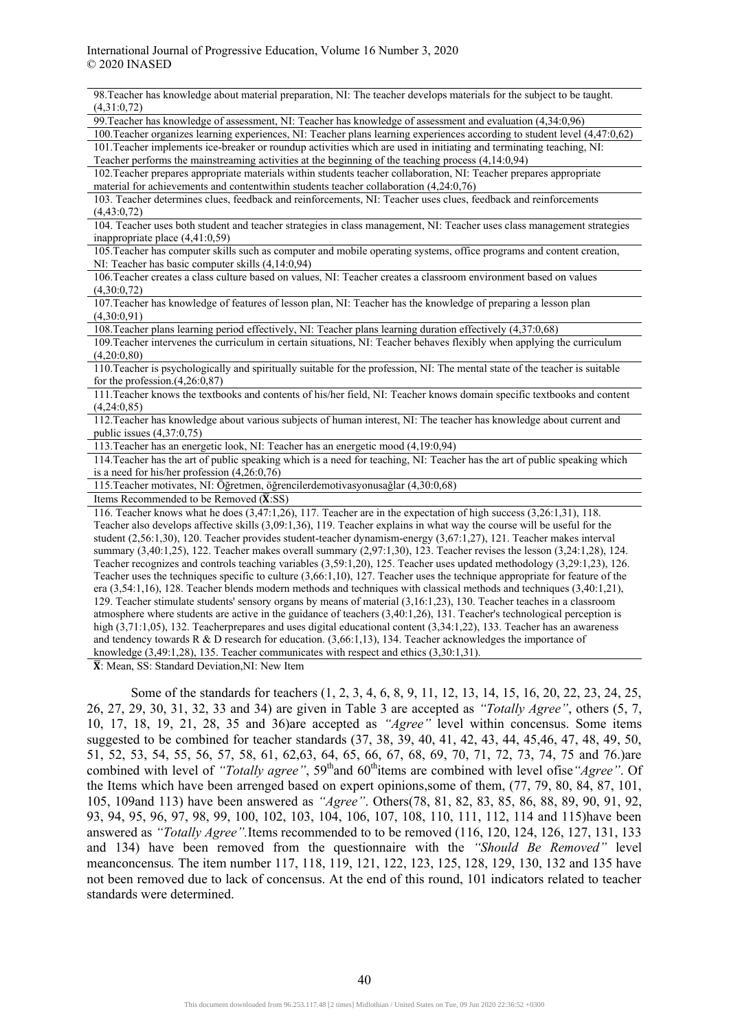| |
|---|
| 98.Teacher has knowledge about material preparation, NI: The teacher develops materials for the subject to be taught. (4,31:0,72) |
| 99.Teacher has knowledge of assessment, NI: Teacher has knowledge of assessment and evaluation (4,34:0,96) |
| 100.Teacher organizes learning experiences, NI: Teacher plans learning experiences according to student level (4,47:0,62) |
| 101.Teacher implements ice-breaker or roundup activities which are used in initiating and terminating teaching, NI: Teacher performs the mainstreaming activities at the beginning of the teaching process (4,14:0,94) |
| 102.Teacher prepares appropriate materials within students teacher collaboration, NI: Teacher prepares appropriate material for achievements and contentwithin students teacher collaboration (4,24:0,76) |
| 103. Teacher determines clues, feedback and reinforcements, NI: Teacher uses clues, feedback and reinforcements (4,43:0,72) |
| 104. Teacher uses both student and teacher strategies in class management, NI: Teacher uses class management strategies inappropriate place (4,41:0,59) |
| 105.Teacher has computer skills such as computer and mobile operating systems, office programs and content creation, NI: Teacher has basic computer skills (4,14:0,94) |
| 106.Teacher creates a class culture based on values, NI: Teacher creates a classroom environment based on values (4,30:0,72) |
| 107.Teacher has knowledge of features of lesson plan, NI: Teacher has the knowledge of preparing a lesson plan (4,30:0,91) |
| 108.Teacher plans learning period effectively, NI: Teacher plans learning duration effectively (4,37:0,68) |
| 109.Teacher intervenes the curriculum in certain situations, NI: Teacher behaves flexibly when applying the curriculum (4,20:0,80) |
| 110.Teacher is psychologically and spiritually suitable for the profession, NI: The mental state of the teacher is suitable for the profession.(4,26:0,87) |
| 111.Teacher knows the textbooks and contents of his/her field, NI: Teacher knows domain specific textbooks and content (4,24:0,85) |
| 112.Teacher has knowledge about various subjects of human interest, NI: The teacher has knowledge about current and public issues (4,37:0,75) |
| 113.Teacher has an energetic look, NI: Teacher has an energetic mood (4,19:0,94) |
| 114.Teacher has the art of public speaking which is a need for teaching, NI: Teacher has the art of public speaking which is a need for his/her profession (4,26:0,76) |
| 115.Teacher motivates, NI: Öğretmen, öğrencilerdemotivasyonusağlar (4,30:0,68) |
| Items Recommended to be Removed ($\bar{X}$:SS) |
| 116. Teacher knows what he does (3,47:1,26), 117. Teacher are in the expectation of high success (3,26:1,31), 118. Teacher also develops affective skills (3,09:1,36), 119. Teacher explains in what way the course will be useful for the student (2,56:1,30), 120. Teacher provides student-teacher dynamism-energy (3,67:1,27), 121. Teacher makes interval summary (3,40:1,25), 122. Teacher makes overall summary (2,97:1,30), 123. Teacher revises the lesson (3,24:1,28), 124. Teacher recognizes and controls teaching variables (3,59:1,20), 125. Teacher uses updated methodology (3,29:1,23), 126. Teacher uses the techniques specific to culture (3,66:1,10), 127. Teacher uses the technique appropriate for feature of the era (3,54:1,16), 128. Teacher blends modern methods and techniques with classical methods and techniques (3,40:1,21), 129. Teacher stimulate students' sensory organs by means of material (3,16:1,23), 130. Teacher teaches in a classroom atmosphere where students are active in the guidance of teachers (3,40:1,26), 131. Teacher's technological perception is high (3,71:1,05), 132. Teacherprepares and uses digital educational content (3,34:1,22), 133. Teacher has an awareness and tendency towards R & D research for education. (3,66:1,13), 134. Teacher acknowledges the importance of knowledge (3,49:1,28), 135. Teacher communicates with respect and ethics (3,30:1,31). |

$\bar{X}$: Mean, SS: Standard Deviation,NI: New Item

Some of the standards for teachers (1, 2, 3, 4, 6, 8, 9, 11, 12, 13, 14, 15, 16, 20, 22, 23, 24, 25, 26, 27, 29, 30, 31, 32, 33 and 34) are given in Table 3 are accepted as *"Totally Agree"*, others (5, 7, 10, 17, 18, 19, 21, 28, 35 and 36)are accepted as *"Agree"* level within concensus. Some items suggested to be combined for teacher standards (37, 38, 39, 40, 41, 42, 43, 44, 45,46, 47, 48, 49, 50, 51, 52, 53, 54, 55, 56, 57, 58, 61, 62,63, 64, 65, 66, 67, 68, 69, 70, 71, 72, 73, 74, 75 and 76.)are combined with level of *"Totally agree"*, 59[th]and 60[th]items are combined with level ofise*"Agree"*. Of the Items which have been arrenged based on expert opinions,some of them, (77, 79, 80, 84, 87, 101, 105, 109and 113) have been answered as *"Agree"*. Others(78, 81, 82, 83, 85, 86, 88, 89, 90, 91, 92, 93, 94, 95, 96, 97, 98, 99, 100, 102, 103, 104, 106, 107, 108, 110, 111, 112, 114 and 115)have been answered as *"Totally Agree"*.Items recommended to to be removed (116, 120, 124, 126, 127, 131, 133 and 134) have been removed from the questionnaire with the *"Should Be Removed"* level meanconcensus*.* The item number 117, 118, 119, 121, 122, 123, 125, 128, 129, 130, 132 and 135 have not been removed due to lack of concensus. At the end of this round, 101 indicators related to teacher standards were determined.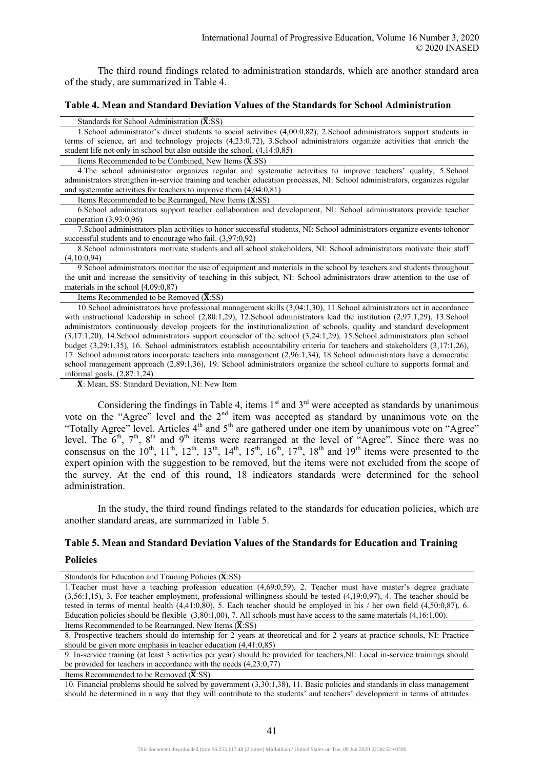The third round findings related to administration standards, which are another standard area of the study, are summarized in Table 4.

**Table 4. Mean and Standard Deviation Values of the Standards for School Administration**

| Standards for School Administration ($\bar{X}$:SS) |
|---|
| 1.School administrator's direct students to social activities (4,00:0,82), 2.School administrators support students in terms of science, art and technology projects (4,23:0,72), 3.School administrators organize activities that enrich the student life not only in school but also outside the school. (4,14:0,85) |
| Items Recommended to be Combined, New Items ($\bar{X}$:SS) |
| 4.The school administrator organizes regular and systematic activities to improve teachers' quality, 5.School administrators strengthen in-service training and teacher education processes, NI: School administrators, organizes regular and systematic activities for teachers to improve them (4,04:0,81) |
| Items Recommended to be Rearranged, New Items ($\bar{X}$:SS) |
| 6.School administrators support teacher collaboration and development, NI: School administrators provide teacher cooperation (3,93:0,96) |
| 7.School administrators plan activities to honor successful students, NI: School administrators organize events tohonor successful students and to encourage who fail. (3,97:0,92) |
| 8.School administrators motivate students and all school stakeholders, NI: School administrators motivate their staff (4,10:0,94) |
| 9.School administrators monitor the use of equipment and materials in the school by teachers and students throughout the unit and increase the sensitivity of teaching in this subject, NI: School administrators draw attention to the use of materials in the school (4,09:0,87) |
| Items Recommended to be Removed ($\bar{X}$:SS) |
| 10.School administrators have professional management skills (3,04:1,30), 11.School administrators act in accordance with instructional leadership in school (2,80:1,29), 12.School administrators lead the institution (2,97:1,29), 13.School administrators continuously develop projects for the institutionalization of schools, quality and standard development (3,17:1,20), 14.School administrators support counselor of the school (3,24:1,29), 15.School administrators plan school budget (3,29:1,35), 16. School administrators establish accountability criteria for teachers and stakeholders (3,17:1,26), 17. School administrators incorporate teachers into management (2,96:1,34), 18.School administrators have a democratic school management approach (2,89:1,36), 19. School administrators organize the school culture to supports formal and informal goals. (2,87:1,24). |

$\bar{X}$: Mean, SS: Standard Deviation, NI: New Item

Considering the findings in Table 4, items 1st and 3rd were accepted as standards by unanimous vote on the "Agree" level and the 2nd item was accepted as standard by unanimous vote on the "Totally Agree" level. Articles 4th and 5th are gathered under one item by unanimous vote on "Agree" level. The 6th, 7th, 8th and 9th items were rearranged at the level of "Agree". Since there was no consensus on the 10th, 11th, 12th, 13th, 14th, 15th, 16th, 17th, 18th and 19th items were presented to the expert opinion with the suggestion to be removed, but the items were not excluded from the scope of the survey. At the end of this round, 18 indicators standards were determined for the school administration.

In the study, the third round findings related to the standards for education policies, which are another standard areas, are summarized in Table 5.

**Table 5. Mean and Standard Deviation Values of the Standards for Education and Training Policies**

| Standards for Education and Training Policies ($\bar{X}$:SS) |
|---|
| 1.Teacher must have a teaching profession education (4,69:0,59), 2. Teacher must have master's degree graduate (3,56:1,15), 3. For teacher employment, professional willingness should be tested (4,19:0,97), 4. The teacher should be tested in terms of mental health (4,41:0,80), 5. Each teacher should be employed in his / her own field (4,50:0,87), 6. Education policies should be flexible (3,80:1,00), 7. All schools must have access to the same materials (4,16:1,00). |
| Items Recommended to be Rearranged, New Items ($\bar{X}$:SS) |
| 8. Prospective teachers should do internship for 2 years at theoretical and for 2 years at practice schools, NI: Practice should be given more emphasis in teacher education (4,41:0,85) |
| 9. In-service training (at least 3 activities per year) should be provided for teachers,NI: Local in-service trainings should be provided for teachers in accordance with the needs (4,23:0,77) |
| Items Recommended to be Removed ($\bar{X}$:SS) |
| 10. Financial problems should be solved by government (3,30:1,38), 11. Basic policies and standards in class management should be determined in a way that they will contribute to the students' and teachers' development in terms of attitudes |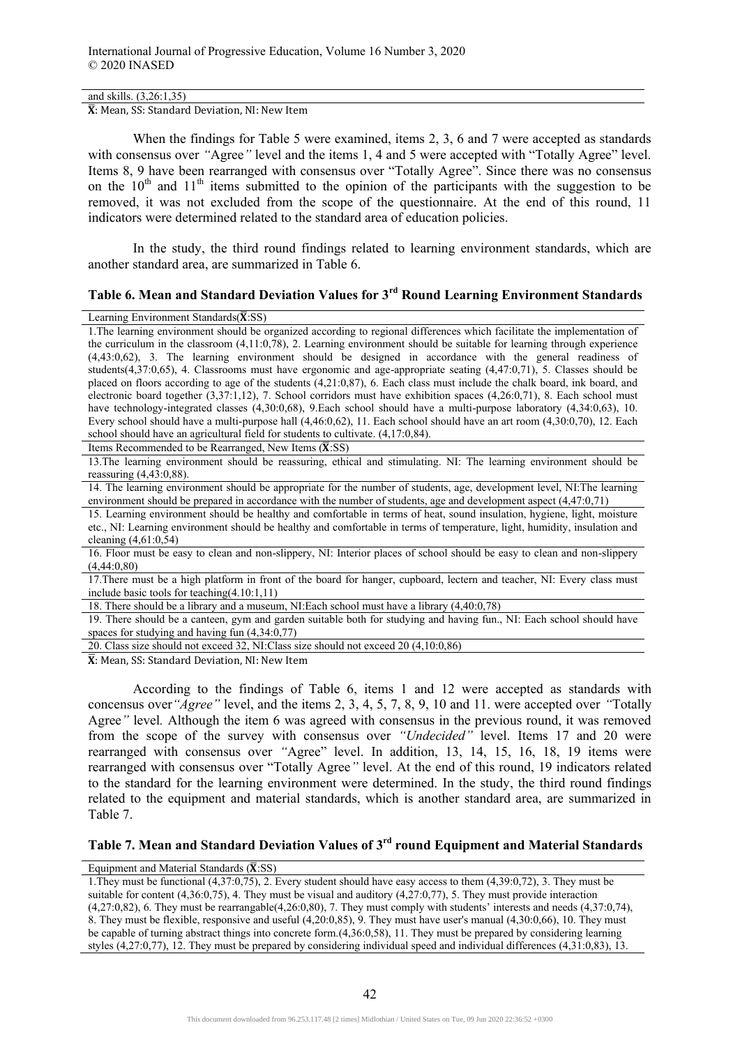and skills. (3,26:1,35)

$\bar{X}$: Mean, SS: Standard Deviation, NI: New Item

When the findings for Table 5 were examined, items 2, 3, 6 and 7 were accepted as standards with consensus over *"Agree"* level and the items 1, 4 and 5 were accepted with "Totally Agree" level. Items 8, 9 have been rearranged with consensus over "Totally Agree". Since there was no consensus on the 10th and 11th items submitted to the opinion of the participants with the suggestion to be removed, it was not excluded from the scope of the questionnaire. At the end of this round, 11 indicators were determined related to the standard area of education policies.

In the study, the third round findings related to learning environment standards, which are another standard area, are summarized in Table 6.

### Table 6. Mean and Standard Deviation Values for 3rd Round Learning Environment Standards

| Learning Environment Standards($\bar{X}$:SS) |
|---|
| 1.The learning environment should be organized according to regional differences which facilitate the implementation of the curriculum in the classroom (4,11:0,78), 2. Learning environment should be suitable for learning through experience (4,43:0,62), 3. The learning environment should be designed in accordance with the general readiness of students(4,37:0,65), 4. Classrooms must have ergonomic and age-appropriate seating (4,47:0,71), 5. Classes should be placed on floors according to age of the students (4,21:0,87), 6. Each class must include the chalk board, ink board, and electronic board together (3,37:1,12), 7. School corridors must have exhibition spaces (4,26:0,71), 8. Each school must have technology-integrated classes (4,30:0,68), 9.Each school should have a multi-purpose laboratory (4,34:0,63), 10. Every school should have a multi-purpose hall (4,46:0,62), 11. Each school should have an art room (4,30:0,70), 12. Each school should have an agricultural field for students to cultivate. (4,17:0,84). |
| Items Recommended to be Rearranged, New Items ($\bar{X}$:SS) |
| 13.The learning environment should be reassuring, ethical and stimulating. NI: The learning environment should be reassuring (4,43:0,88). |
| 14. The learning environment should be appropriate for the number of students, age, development level, NI:The learning environment should be prepared in accordance with the number of students, age and development aspect (4,47:0,71) |
| 15. Learning environment should be healthy and comfortable in terms of heat, sound insulation, hygiene, light, moisture etc., NI: Learning environment should be healthy and comfortable in terms of temperature, light, humidity, insulation and cleaning (4,61:0,54) |
| 16. Floor must be easy to clean and non-slippery, NI: Interior places of school should be easy to clean and non-slippery (4,44:0,80) |
| 17.There must be a high platform in front of the board for hanger, cupboard, lectern and teacher, NI: Every class must include basic tools for teaching(4.10:1,11) |
| 18. There should be a library and a museum, NI:Each school must have a library (4,40:0,78) |
| 19. There should be a canteen, gym and garden suitable both for studying and having fun., NI: Each school should have spaces for studying and having fun (4,34:0,77) |
| 20. Class size should not exceed 32, NI:Class size should not exceed 20 (4,10:0,86) |

$\bar{X}$: Mean, SS: Standard Deviation, NI: New Item

According to the findings of Table 6, items 1 and 12 were accepted as standards with consensus over *"Agree"* level, and the items 2, 3, 4, 5, 7, 8, 9, 10 and 11. were accepted over *"Totally Agree"* level*.* Although the item 6 was agreed with consensus in the previous round, it was removed from the scope of the survey with consensus over *"Undecided"* level. Items 17 and 20 were rearranged with consensus over *"*Agree" level. In addition, 13, 14, 15, 16, 18, 19 items were rearranged with consensus over "Totally Agree*"* level. At the end of this round, 19 indicators related to the standard for the learning environment were determined. In the study, the third round findings related to the equipment and material standards, which is another standard area, are summarized in Table 7.

### Table 7. Mean and Standard Deviation Values of 3rd round Equipment and Material Standards

| Equipment and Material Standards ($\bar{X}$:SS) |
|---|
| 1.They must be functional (4,37:0,75), 2. Every student should have easy access to them (4,39:0,72), 3. They must be suitable for content (4,36:0,75), 4. They must be visual and auditory (4,27:0,77), 5. They must provide interaction (4,27:0,82), 6. They must be rearrangable(4,26:0,80), 7. They must comply with students' interests and needs (4,37:0,74), 8. They must be flexible, responsive and useful (4,20:0,85), 9. They must have user's manual (4,30:0,66), 10. They must be capable of turning abstract things into concrete form.(4,36:0,58), 11. They must be prepared by considering learning styles (4,27:0,77), 12. They must be prepared by considering individual speed and individual differences (4,31:0,83), 13. |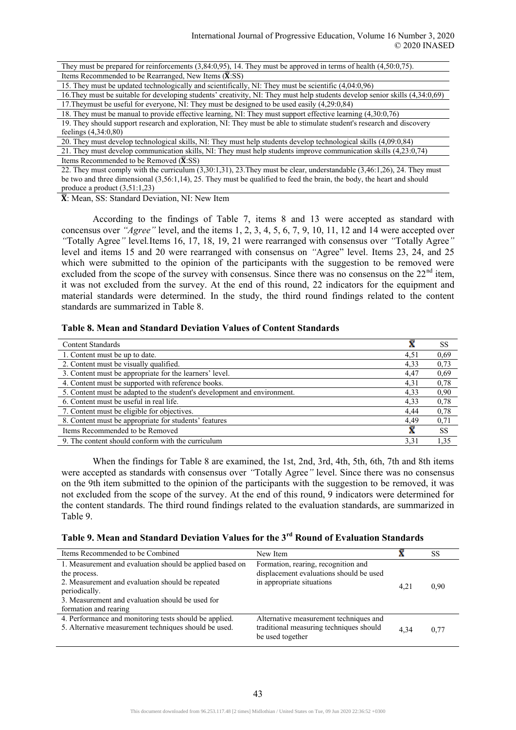| |
|---|
| They must be prepared for reinforcements (3,84:0,95), 14. They must be approved in terms of health (4,50:0,75). |
| Items Recommended to be Rearranged, New Items ($\bar{X}$:SS) |
| 15. They must be updated technologically and scientifically, NI: They must be scientific (4,04:0,96) |
| 16.They must be suitable for developing students' creativity, NI: They must help students develop senior skills (4,34:0,69) |
| 17.Theymust be useful for everyone, NI: They must be designed to be used easily (4,29:0,84) |
| 18. They must be manual to provide effective learning, NI: They must support effective learning (4,30:0,76) |
| 19. They should support research and exploration, NI: They must be able to stimulate student's research and discovery feelings (4,34:0,80) |
| 20. They must develop technological skills, NI: They must help students develop technological skills (4,09:0,84) |
| 21. They must develop communication skills, NI: They must help students improve communication skills (4,23:0,74) |
| Items Recommended to be Removed ($\bar{X}$:SS) |
| 22. They must comply with the curriculum (3,30:1,31), 23.They must be clear, understandable (3,46:1,26), 24. They must be two and three dimensional (3,56:1,14), 25. They must be qualified to feed the brain, the body, the heart and should produce a product (3,51:1,23) |

$\bar{X}$: Mean, SS: Standard Deviation, NI: New Item

According to the findings of Table 7, items 8 and 13 were accepted as standard with concensus over *"Agree"* level, and the items 1, 2, 3, 4, 5, 6, 7, 9, 10, 11, 12 and 14 were accepted over *"*Totally Agree*"* level*.*Items 16, 17, 18, 19, 21 were rearranged with consensus over *"*Totally Agree*"* level and items 15 and 20 were rearranged with consensus on *"*Agree" level. Items 23, 24, and 25 which were submitted to the opinion of the participants with the suggestion to be removed were excluded from the scope of the survey with consensus. Since there was no consensus on the 22nd item, it was not excluded from the survey. At the end of this round, 22 indicators for the equipment and material standards were determined. In the study, the third round findings related to the content standards are summarized in Table 8.

**Table 8. Mean and Standard Deviation Values of Content Standards**

| Content Standards | $\bar{X}$ | SS |
|---|---|---|
| 1. Content must be up to date. | 4,51 | 0,69 |
| 2. Content must be visually qualified. | 4,33 | 0,73 |
| 3. Content must be appropriate for the learners' level. | 4,47 | 0,69 |
| 4. Content must be supported with reference books. | 4,31 | 0,78 |
| 5. Content must be adapted to the student's development and environment. | 4,33 | 0,90 |
| 6. Content must be useful in real life. | 4,33 | 0,78 |
| 7. Content must be eligible for objectives. | 4,44 | 0,78 |
| 8. Content must be appropriate for students' features | 4,49 | 0,71 |
| Items Recommended to be Removed | $\bar{X}$ | SS |
| 9. The content should conform with the curriculum | 3,31 | 1,35 |

When the findings for Table 8 are examined, the 1st, 2nd, 3rd, 4th, 5th, 6th, 7th and 8th items were accepted as standards with consensus over *"*Totally Agree*"* level. Since there was no consensus on the 9th item submitted to the opinion of the participants with the suggestion to be removed, it was not excluded from the scope of the survey. At the end of this round, 9 indicators were determined for the content standards. The third round findings related to the evaluation standards, are summarized in Table 9.

**Table 9. Mean and Standard Deviation Values for the 3rd Round of Evaluation Standards**

| Items Recommended to be Combined | New Item | $\bar{X}$ | SS |
|---|---|---|---|
| 1. Measurement and evaluation should be applied based on the process.<br>2. Measurement and evaluation should be repeated periodically.<br>3. Measurement and evaluation should be used for formation and rearing | Formation, rearing, recognition and displacement evaluations should be used in appropriate situations | 4,21 | 0,90 |
| 4. Performance and monitoring tests should be applied.<br>5. Alternative measurement techniques should be used. | Alternative measurement techniques and traditional measuring techniques should be used together | 4,34 | 0,77 |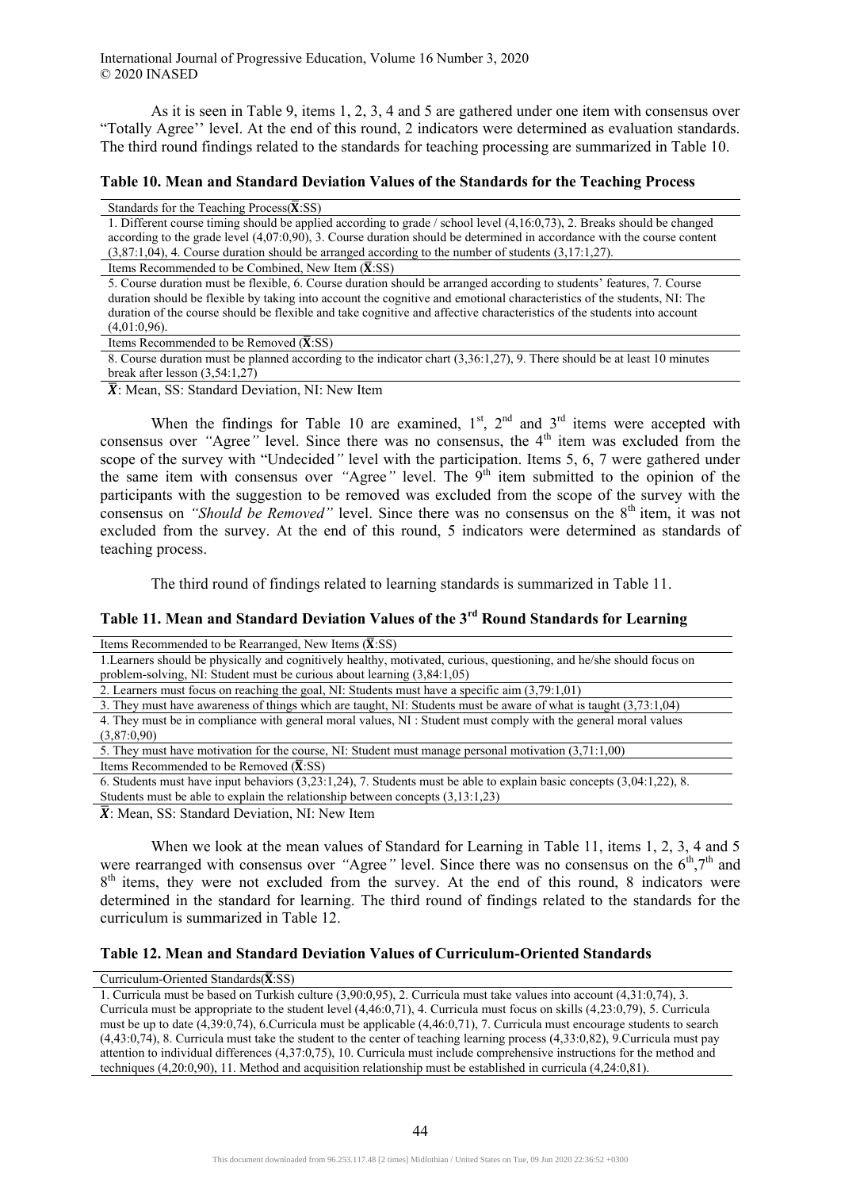As it is seen in Table 9, items 1, 2, 3, 4 and 5 are gathered under one item with consensus over "Totally Agree'' level. At the end of this round, 2 indicators were determined as evaluation standards. The third round findings related to the standards for teaching processing are summarized in Table 10.

**Table 10. Mean and Standard Deviation Values of the Standards for the Teaching Process**

| Standards for the Teaching Process($\bar{X}$:SS) |
|---|
| 1. Different course timing should be applied according to grade / school level (4,16:0,73), 2. Breaks should be changed according to the grade level (4,07:0,90), 3. Course duration should be determined in accordance with the course content (3,87:1,04), 4. Course duration should be arranged according to the number of students (3,17:1,27). |
| Items Recommended to be Combined, New Item ($\bar{X}$:SS) |
| 5. Course duration must be flexible, 6. Course duration should be arranged according to students' features, 7. Course duration should be flexible by taking into account the cognitive and emotional characteristics of the students, NI: The duration of the course should be flexible and take cognitive and affective characteristics of the students into account (4,01:0,96). |
| Items Recommended to be Removed ($\bar{X}$:SS) |
| 8. Course duration must be planned according to the indicator chart (3,36:1,27), 9. There should be at least 10 minutes break after lesson (3,54:1,27) |

$\bar{X}$: Mean, SS: Standard Deviation, NI: New Item

When the findings for Table 10 are examined, 1st, 2nd and 3rd items were accepted with consensus over *"Agree"* level. Since there was no consensus, the 4th item was excluded from the scope of the survey with "Undecided*"* level with the participation. Items 5, 6, 7 were gathered under the same item with consensus over *"Agree"* level. The 9th item submitted to the opinion of the participants with the suggestion to be removed was excluded from the scope of the survey with the consensus on *"Should be Removed"* level. Since there was no consensus on the 8th item, it was not excluded from the survey. At the end of this round, 5 indicators were determined as standards of teaching process.

The third round of findings related to learning standards is summarized in Table 11.

**Table 11. Mean and Standard Deviation Values of the 3rd Round Standards for Learning**

| Items Recommended to be Rearranged, New Items ($\bar{X}$:SS) |
|---|
| 1.Learners should be physically and cognitively healthy, motivated, curious, questioning, and he/she should focus on problem-solving, NI: Student must be curious about learning (3,84:1,05) |
| 2. Learners must focus on reaching the goal, NI: Students must have a specific aim (3,79:1,01) |
| 3. They must have awareness of things which are taught, NI: Students must be aware of what is taught (3,73:1,04) |
| 4. They must be in compliance with general moral values, NI : Student must comply with the general moral values (3,87:0,90) |
| 5. They must have motivation for the course, NI: Student must manage personal motivation (3,71:1,00) |
| Items Recommended to be Removed ($\bar{X}$:SS) |
| 6. Students must have input behaviors (3,23:1,24), 7. Students must be able to explain basic concepts (3,04:1,22), 8. Students must be able to explain the relationship between concepts (3,13:1,23) |

$\bar{X}$: Mean, SS: Standard Deviation, NI: New Item

When we look at the mean values of Standard for Learning in Table 11, items 1, 2, 3, 4 and 5 were rearranged with consensus over *"Agree"* level. Since there was no consensus on the 6th,7th and 8th items, they were not excluded from the survey. At the end of this round, 8 indicators were determined in the standard for learning. The third round of findings related to the standards for the curriculum is summarized in Table 12.

**Table 12. Mean and Standard Deviation Values of Curriculum-Oriented Standards**

| Curriculum-Oriented Standards($\bar{X}$:SS) |
|---|
| 1. Curricula must be based on Turkish culture (3,90:0,95), 2. Curricula must take values into account (4,31:0,74), 3. Curricula must be appropriate to the student level (4,46:0,71), 4. Curricula must focus on skills (4,23:0,79), 5. Curricula must be up to date (4,39:0,74), 6.Curricula must be applicable (4,46:0,71), 7. Curricula must encourage students to search (4,43:0,74), 8. Curricula must take the student to the center of teaching learning process (4,33:0,82), 9.Curricula must pay attention to individual differences (4,37:0,75), 10. Curricula must include comprehensive instructions for the method and techniques (4,20:0,90), 11. Method and acquisition relationship must be established in curricula (4,24:0,81). |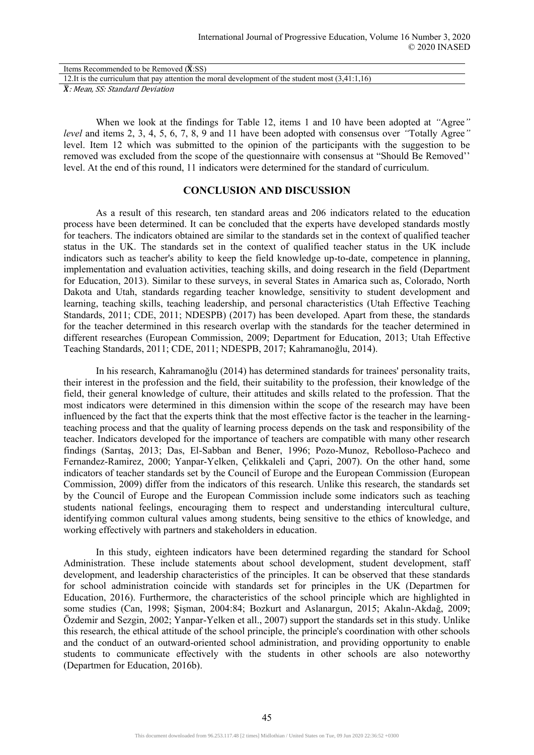| Items Recommended to be Removed ($\bar{X}$:SS) |
|---|
| 12.It is the curriculum that pay attention the moral development of the student most (3,41:1,16) |

*$\bar{X}$: Mean, SS: Standard Deviation*

When we look at the findings for Table 12, items 1 and 10 have been adopted at *"Agree" level* and items 2, 3, 4, 5, 6, 7, 8, 9 and 11 have been adopted with consensus over *"*Totally Agree*"* level. Item 12 which was submitted to the opinion of the participants with the suggestion to be removed was excluded from the scope of the questionnaire with consensus at "Should Be Removed'' level. At the end of this round, 11 indicators were determined for the standard of curriculum.

## CONCLUSION AND DISCUSSION

As a result of this research, ten standard areas and 206 indicators related to the education process have been determined. It can be concluded that the experts have developed standards mostly for teachers. The indicators obtained are similar to the standards set in the context of qualified teacher status in the UK. The standards set in the context of qualified teacher status in the UK include indicators such as teacher's ability to keep the field knowledge up-to-date, competence in planning, implementation and evaluation activities, teaching skills, and doing research in the field (Department for Education, 2013). Similar to these surveys, in several States in Amarica such as, Colorado, North Dakota and Utah, standards regarding teacher knowledge, sensitivity to student development and learning, teaching skills, teaching leadership, and personal characteristics (Utah Effective Teaching Standards, 2011; CDE, 2011; NDESPB) (2017) has been developed. Apart from these, the standards for the teacher determined in this research overlap with the standards for the teacher determined in different researches (European Commission, 2009; Department for Education, 2013; Utah Effective Teaching Standards, 2011; CDE, 2011; NDESPB, 2017; Kahramanoğlu, 2014).

In his research, Kahramanoğlu (2014) has determined standards for trainees' personality traits, their interest in the profession and the field, their suitability to the profession, their knowledge of the field, their general knowledge of culture, their attitudes and skills related to the profession. That the most indicators were determined in this dimension within the scope of the research may have been influenced by the fact that the experts think that the most effective factor is the teacher in the learning-teaching process and that the quality of learning process depends on the task and responsibility of the teacher. Indicators developed for the importance of teachers are compatible with many other research findings (Sarıtaş, 2013; Das, El-Sabban and Bener, 1996; Pozo-Munoz, Rebolloso-Pacheco and Fernandez-Ramirez, 2000; Yanpar-Yelken, Çelikkaleli and Çapri, 2007). On the other hand, some indicators of teacher standards set by the Council of Europe and the European Commission (European Commission, 2009) differ from the indicators of this research. Unlike this research, the standards set by the Council of Europe and the European Commission include some indicators such as teaching students national feelings, encouraging them to respect and understanding intercultural culture, identifying common cultural values among students, being sensitive to the ethics of knowledge, and working effectively with partners and stakeholders in education.

In this study, eighteen indicators have been determined regarding the standard for School Administration. These include statements about school development, student development, staff development, and leadership characteristics of the principles. It can be observed that these standards for school administration coincide with standards set for principles in the UK (Departmen for Education, 2016). Furthermore, the characteristics of the school principle which are highlighted in some studies (Can, 1998; Şişman, 2004:84; Bozkurt and Aslanargun, 2015; Akalın-Akdağ, 2009; Özdemir and Sezgin, 2002; Yanpar-Yelken et all., 2007) support the standards set in this study. Unlike this research, the ethical attitude of the school principle, the principle's coordination with other schools and the conduct of an outward-oriented school administration, and providing opportunity to enable students to communicate effectively with the students in other schools are also noteworthy (Departmen for Education, 2016b).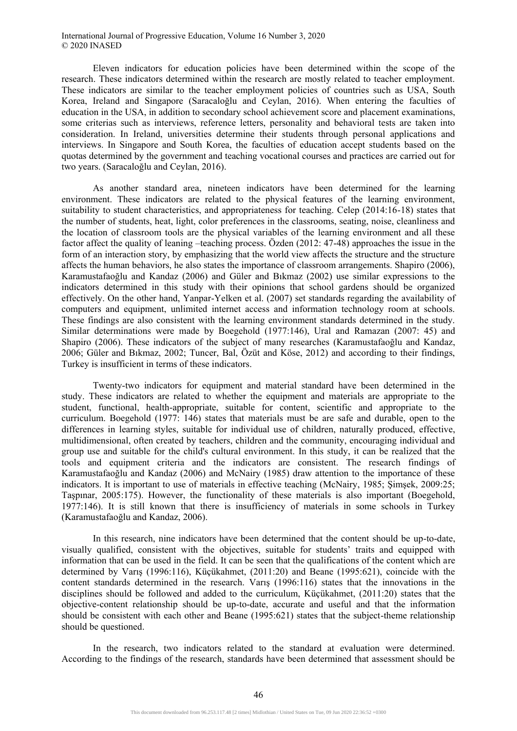Eleven indicators for education policies have been determined within the scope of the research. These indicators determined within the research are mostly related to teacher employment. These indicators are similar to the teacher employment policies of countries such as USA, South Korea, Ireland and Singapore (Saracaloğlu and Ceylan, 2016). When entering the faculties of education in the USA, in addition to secondary school achievement score and placement examinations, some criterias such as interviews, reference letters, personality and behavioral tests are taken into consideration. In Ireland, universities determine their students through personal applications and interviews. In Singapore and South Korea, the faculties of education accept students based on the quotas determined by the government and teaching vocational courses and practices are carried out for two years. (Saracaloğlu and Ceylan, 2016).

As another standard area, nineteen indicators have been determined for the learning environment. These indicators are related to the physical features of the learning environment, suitability to student characteristics, and appropriateness for teaching. Celep (2014:16-18) states that the number of students, heat, light, color preferences in the classrooms, seating, noise, cleanliness and the location of classroom tools are the physical variables of the learning environment and all these factor affect the quality of leaning –teaching process. Özden (2012: 47-48) approaches the issue in the form of an interaction story, by emphasizing that the world view affects the structure and the structure affects the human behaviors, he also states the importance of classroom arrangements. Shapiro (2006), Karamustafaoğlu and Kandaz (2006) and Güler and Bıkmaz (2002) use similar expressions to the indicators determined in this study with their opinions that school gardens should be organized effectively. On the other hand, Yanpar-Yelken et al. (2007) set standards regarding the availability of computers and equipment, unlimited internet access and information technology room at schools. These findings are also consistent with the learning environment standards determined in the study. Similar determinations were made by Boegehold (1977:146), Ural and Ramazan (2007: 45) and Shapiro (2006). These indicators of the subject of many researches (Karamustafaoğlu and Kandaz, 2006; Güler and Bıkmaz, 2002; Tuncer, Bal, Özüt and Köse, 2012) and according to their findings, Turkey is insufficient in terms of these indicators.

Twenty-two indicators for equipment and material standard have been determined in the study. These indicators are related to whether the equipment and materials are appropriate to the student, functional, health-appropriate, suitable for content, scientific and appropriate to the curriculum. Boegehold (1977: 146) states that materials must be are safe and durable, open to the differences in learning styles, suitable for individual use of children, naturally produced, effective, multidimensional, often created by teachers, children and the community, encouraging individual and group use and suitable for the child's cultural environment. In this study, it can be realized that the tools and equipment criteria and the indicators are consistent. The research findings of Karamustafaoğlu and Kandaz (2006) and McNairy (1985) draw attention to the importance of these indicators. It is important to use of materials in effective teaching (McNairy, 1985; Şimşek, 2009:25; Taşpınar, 2005:175). However, the functionality of these materials is also important (Boegehold, 1977:146). It is still known that there is insufficiency of materials in some schools in Turkey (Karamustafaoğlu and Kandaz, 2006).

In this research, nine indicators have been determined that the content should be up-to-date, visually qualified, consistent with the objectives, suitable for students' traits and equipped with information that can be used in the field. It can be seen that the qualifications of the content which are determined by Varış (1996:116), Küçükahmet, (2011:20) and Beane (1995:621), coincide with the content standards determined in the research. Varış (1996:116) states that the innovations in the disciplines should be followed and added to the curriculum, Küçükahmet, (2011:20) states that the objective-content relationship should be up-to-date, accurate and useful and that the information should be consistent with each other and Beane (1995:621) states that the subject-theme relationship should be questioned.

In the research, two indicators related to the standard at evaluation were determined. According to the findings of the research, standards have been determined that assessment should be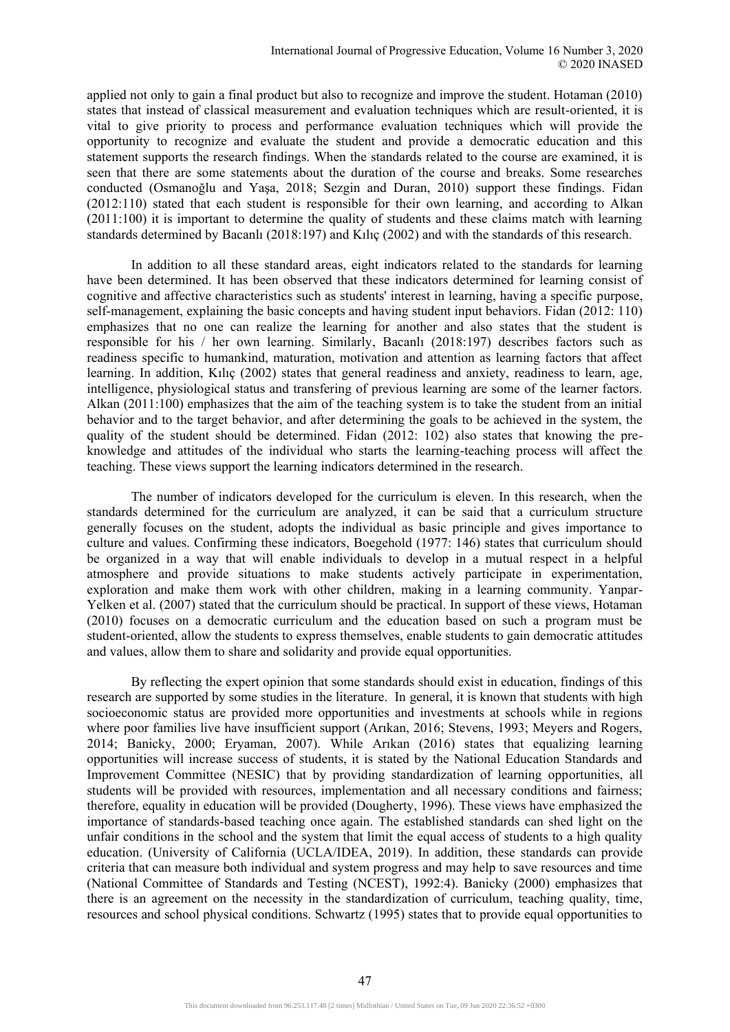applied not only to gain a final product but also to recognize and improve the student. Hotaman (2010) states that instead of classical measurement and evaluation techniques which are result-oriented, it is vital to give priority to process and performance evaluation techniques which will provide the opportunity to recognize and evaluate the student and provide a democratic education and this statement supports the research findings. When the standards related to the course are examined, it is seen that there are some statements about the duration of the course and breaks. Some researches conducted (Osmanoğlu and Yaşa, 2018; Sezgin and Duran, 2010) support these findings. Fidan (2012:110) stated that each student is responsible for their own learning, and according to Alkan (2011:100) it is important to determine the quality of students and these claims match with learning standards determined by Bacanlı (2018:197) and Kılıç (2002) and with the standards of this research.

In addition to all these standard areas, eight indicators related to the standards for learning have been determined. It has been observed that these indicators determined for learning consist of cognitive and affective characteristics such as students' interest in learning, having a specific purpose, self-management, explaining the basic concepts and having student input behaviors. Fidan (2012: 110) emphasizes that no one can realize the learning for another and also states that the student is responsible for his / her own learning. Similarly, Bacanlı (2018:197) describes factors such as readiness specific to humankind, maturation, motivation and attention as learning factors that affect learning. In addition, Kılıç (2002) states that general readiness and anxiety, readiness to learn, age, intelligence, physiological status and transfering of previous learning are some of the learner factors. Alkan (2011:100) emphasizes that the aim of the teaching system is to take the student from an initial behavior and to the target behavior, and after determining the goals to be achieved in the system, the quality of the student should be determined. Fidan (2012: 102) also states that knowing the pre-knowledge and attitudes of the individual who starts the learning-teaching process will affect the teaching. These views support the learning indicators determined in the research.

The number of indicators developed for the curriculum is eleven. In this research, when the standards determined for the curriculum are analyzed, it can be said that a curriculum structure generally focuses on the student, adopts the individual as basic principle and gives importance to culture and values. Confirming these indicators, Boegehold (1977: 146) states that curriculum should be organized in a way that will enable individuals to develop in a mutual respect in a helpful atmosphere and provide situations to make students actively participate in experimentation, exploration and make them work with other children, making in a learning community. Yanpar-Yelken et al. (2007) stated that the curriculum should be practical. In support of these views, Hotaman (2010) focuses on a democratic curriculum and the education based on such a program must be student-oriented, allow the students to express themselves, enable students to gain democratic attitudes and values, allow them to share and solidarity and provide equal opportunities.

By reflecting the expert opinion that some standards should exist in education, findings of this research are supported by some studies in the literature. In general, it is known that students with high socioeconomic status are provided more opportunities and investments at schools while in regions where poor families live have insufficient support (Arıkan, 2016; Stevens, 1993; Meyers and Rogers, 2014; Banicky, 2000; Eryaman, 2007). While Arıkan (2016) states that equalizing learning opportunities will increase success of students, it is stated by the National Education Standards and Improvement Committee (NESIC) that by providing standardization of learning opportunities, all students will be provided with resources, implementation and all necessary conditions and fairness; therefore, equality in education will be provided (Dougherty, 1996). These views have emphasized the importance of standards-based teaching once again. The established standards can shed light on the unfair conditions in the school and the system that limit the equal access of students to a high quality education. (University of California (UCLA/IDEA, 2019). In addition, these standards can provide criteria that can measure both individual and system progress and may help to save resources and time (National Committee of Standards and Testing (NCEST), 1992:4). Banicky (2000) emphasizes that there is an agreement on the necessity in the standardization of curriculum, teaching quality, time, resources and school physical conditions. Schwartz (1995) states that to provide equal opportunities to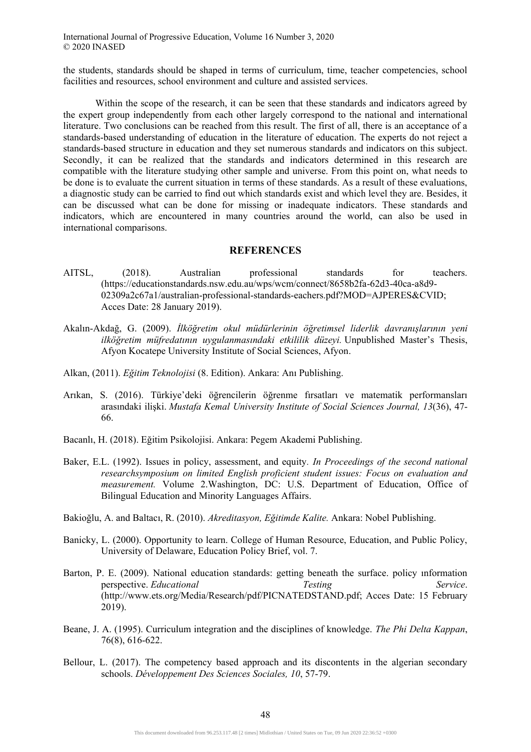the students, standards should be shaped in terms of curriculum, time, teacher competencies, school facilities and resources, school environment and culture and assisted services.

Within the scope of the research, it can be seen that these standards and indicators agreed by the expert group independently from each other largely correspond to the national and international literature. Two conclusions can be reached from this result. The first of all, there is an acceptance of a standards-based understanding of education in the literature of education. The experts do not reject a standards-based structure in education and they set numerous standards and indicators on this subject. Secondly, it can be realized that the standards and indicators determined in this research are compatible with the literature studying other sample and universe. From this point on, what needs to be done is to evaluate the current situation in terms of these standards. As a result of these evaluations, a diagnostic study can be carried to find out which standards exist and which level they are. Besides, it can be discussed what can be done for missing or inadequate indicators. These standards and indicators, which are encountered in many countries around the world, can also be used in international comparisons.

## REFERENCES

AITSL, (2018). Australian professional standards for teachers. (https://educationstandards.nsw.edu.au/wps/wcm/connect/8658b2fa-62d3-40ca-a8d9-02309a2c67a1/australian-professional-standards-eachers.pdf?MOD=AJPERES&CVID; Acces Date: 28 January 2019).

Akalın-Akdağ, G. (2009). *İlköğretim okul müdürlerinin öğretimsel liderlik davranışlarının yeni ilköğretim müfredatının uygulanmasındaki etkililik düzeyi.* Unpublished Master's Thesis, Afyon Kocatepe University Institute of Social Sciences, Afyon.

Alkan, (2011). *Eğitim Teknolojisi* (8. Edition). Ankara: Anı Publishing.

Arıkan, S. (2016). Türkiye'deki öğrencilerin öğrenme fırsatları ve matematik performansları arasındaki ilişki. *Mustafa Kemal University Institute of Social Sciences Journal, 13*(36), 47-66.

Bacanlı, H. (2018). Eğitim Psikolojisi. Ankara: Pegem Akademi Publishing.

Baker, E.L. (1992). Issues in policy, assessment, and equity. *In Proceedings of the second national researchsymposium on limited English proficient student issues: Focus on evaluation and measurement.* Volume 2.Washington, DC: U.S. Department of Education, Office of Bilingual Education and Minority Languages Affairs.

Bakioğlu, A. and Baltacı, R. (2010). *Akreditasyon, Eğitimde Kalite.* Ankara: Nobel Publishing.

Banicky, L. (2000). Opportunity to learn. College of Human Resource, Education, and Public Policy, University of Delaware, Education Policy Brief, vol. 7.

Barton, P. E. (2009). National education standards: getting beneath the surface. policy ınformation perspective. *Educational Testing Service*. (http://www.ets.org/Media/Research/pdf/PICNATEDSTAND.pdf; Acces Date: 15 February 2019).

Beane, J. A. (1995). Curriculum integration and the disciplines of knowledge. *The Phi Delta Kappan*, 76(8), 616-622.

Bellour, L. (2017). The competency based approach and its discontents in the algerian secondary schools. *Développement Des Sciences Sociales, 10*, 57-79.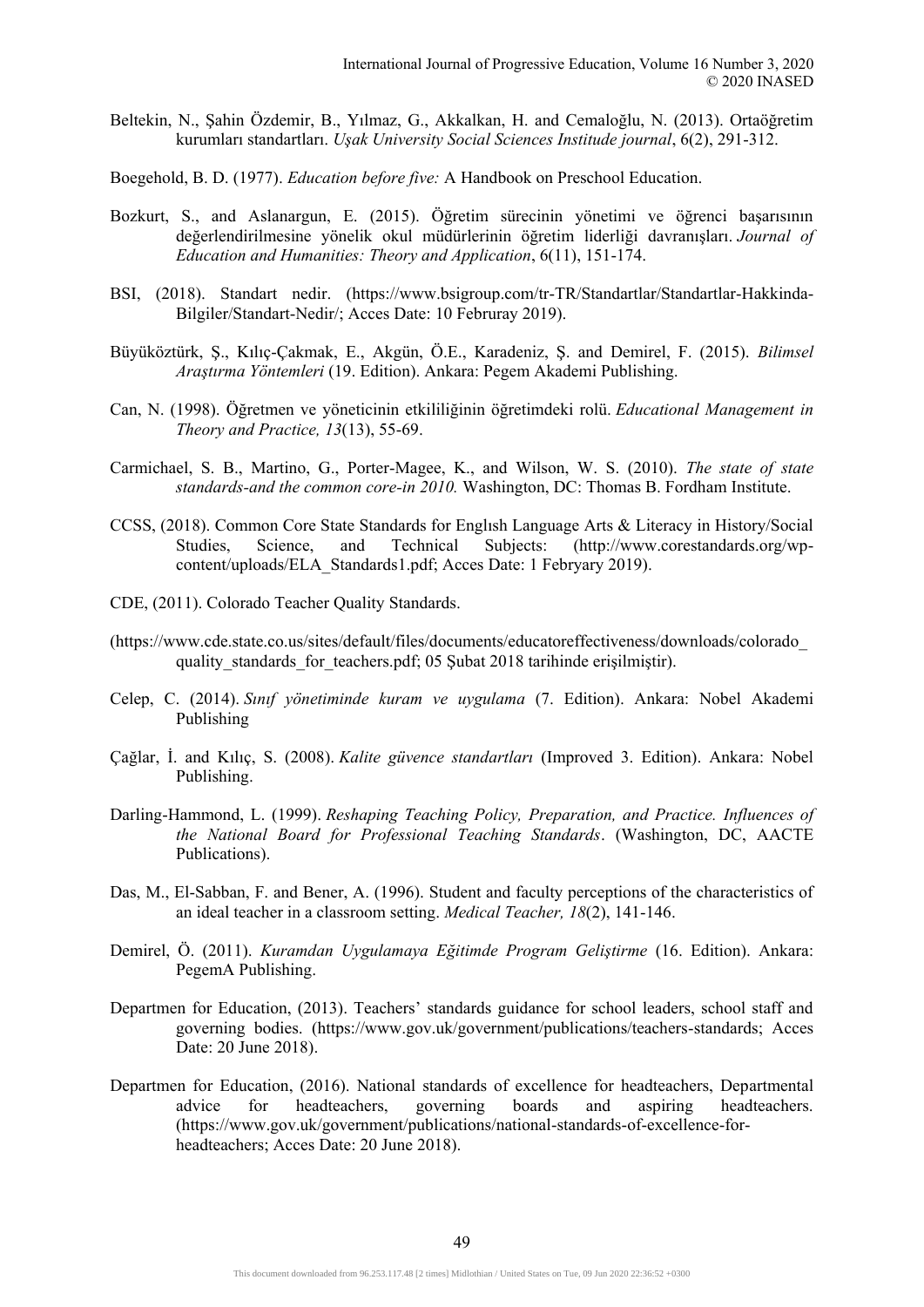Beltekin, N., Şahin Özdemir, B., Yılmaz, G., Akkalkan, H. and Cemaloğlu, N. (2013). Ortaöğretim kurumları standartları. *Uşak University Social Sciences Institude journal*, 6(2), 291-312.

Boegehold, B. D. (1977). *Education before five:* A Handbook on Preschool Education.

Bozkurt, S., and Aslanargun, E. (2015). Öğretim sürecinin yönetimi ve öğrenci başarısının değerlendirilmesine yönelik okul müdürlerinin öğretim liderliği davranışları. *Journal of Education and Humanities: Theory and Application*, 6(11), 151-174.

BSI, (2018). Standart nedir. (https://www.bsigroup.com/tr-TR/Standartlar/Standartlar-Hakkinda-Bilgiler/Standart-Nedir/; Acces Date: 10 Februray 2019).

Büyüköztürk, Ş., Kılıç-Çakmak, E., Akgün, Ö.E., Karadeniz, Ş. and Demirel, F. (2015). *Bilimsel Araştırma Yöntemleri* (19. Edition). Ankara: Pegem Akademi Publishing.

Can, N. (1998). Öğretmen ve yöneticinin etkililiğinin öğretimdeki rolü. *Educational Management in Theory and Practice, 13*(13), 55-69.

Carmichael, S. B., Martino, G., Porter-Magee, K., and Wilson, W. S. (2010). *The state of state standards-and the common core-in 2010.* Washington, DC: Thomas B. Fordham Institute.

CCSS, (2018). Common Core State Standards for Englısh Language Arts & Literacy in History/Social Studies, Science, and Technical Subjects: (http://www.corestandards.org/wp-content/uploads/ELA_Standards1.pdf; Acces Date: 1 Febryary 2019).

CDE, (2011). Colorado Teacher Quality Standards.

(https://www.cde.state.co.us/sites/default/files/documents/educatoreffectiveness/downloads/colorado_quality_standards_for_teachers.pdf; 05 Şubat 2018 tarihinde erişilmiştir).

Celep, C. (2014). *Sınıf yönetiminde kuram ve uygulama* (7. Edition). Ankara: Nobel Akademi Publishing

Çağlar, İ. and Kılıç, S. (2008). *Kalite güvence standartları* (Improved 3. Edition). Ankara: Nobel Publishing.

Darling-Hammond, L. (1999). *Reshaping Teaching Policy, Preparation, and Practice. Influences of the National Board for Professional Teaching Standards*. (Washington, DC, AACTE Publications).

Das, M., El-Sabban, F. and Bener, A. (1996). Student and faculty perceptions of the characteristics of an ideal teacher in a classroom setting. *Medical Teacher, 18*(2), 141-146.

Demirel, Ö. (2011). *Kuramdan Uygulamaya Eğitimde Program Geliştirme* (16. Edition). Ankara: PegemA Publishing.

Departmen for Education, (2013). Teachers' standards guidance for school leaders, school staff and governing bodies. (https://www.gov.uk/government/publications/teachers-standards; Acces Date: 20 June 2018).

Departmen for Education, (2016). National standards of excellence for headteachers, Departmental advice for headteachers, governing boards and aspiring headteachers. (https://www.gov.uk/government/publications/national-standards-of-excellence-for-headteachers; Acces Date: 20 June 2018).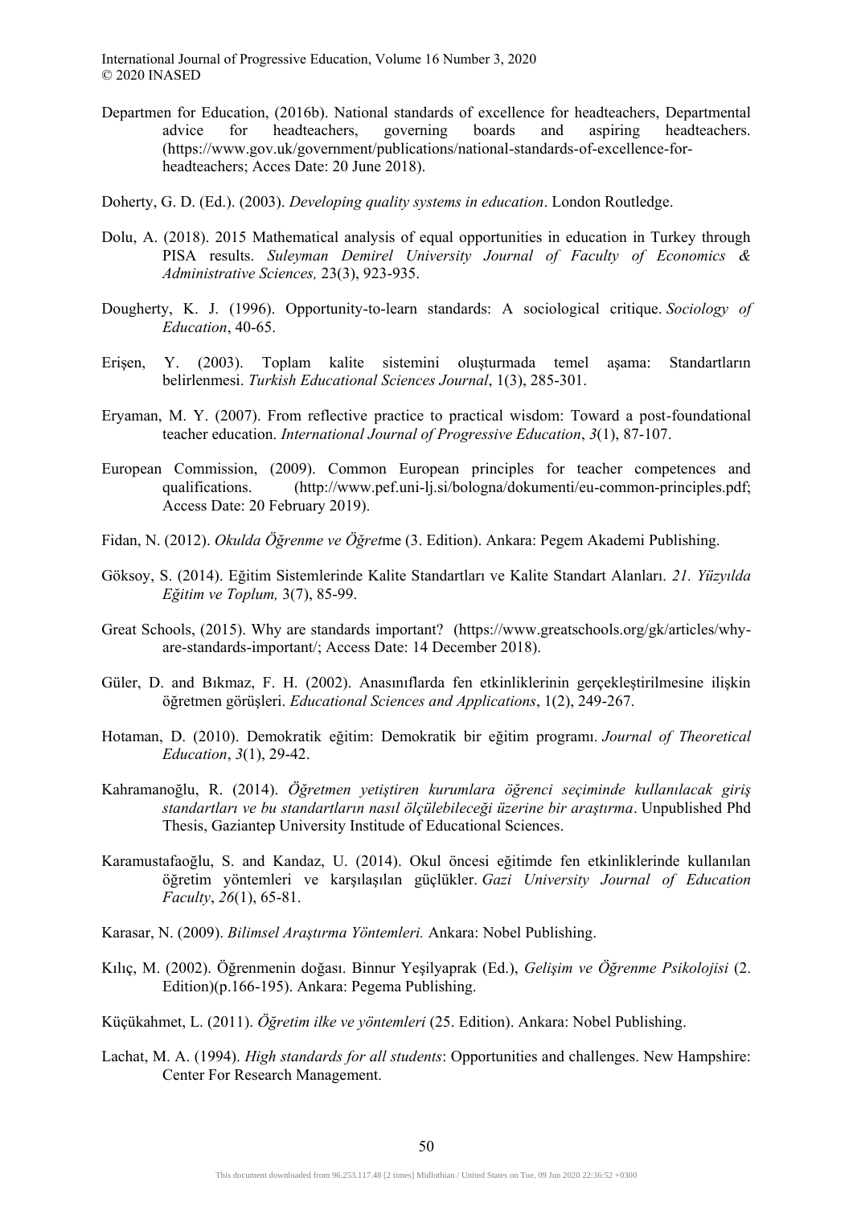Departmen for Education, (2016b). National standards of excellence for headteachers, Departmental advice for headteachers, governing boards and aspiring headteachers. (https://www.gov.uk/government/publications/national-standards-of-excellence-for-headteachers; Acces Date: 20 June 2018).

Doherty, G. D. (Ed.). (2003). *Developing quality systems in education*. London Routledge.

Dolu, A. (2018). 2015 Mathematical analysis of equal opportunities in education in Turkey through PISA results. *Suleyman Demirel University Journal of Faculty of Economics & Administrative Sciences,* 23(3), 923-935.

Dougherty, K. J. (1996). Opportunity-to-learn standards: A sociological critique. *Sociology of Education*, 40-65.

Erişen, Y. (2003). Toplam kalite sistemini oluşturmada temel aşama: Standartların belirlenmesi. *Turkish Educational Sciences Journal*, 1(3), 285-301.

Eryaman, M. Y. (2007). From reflective practice to practical wisdom: Toward a post-foundational teacher education. *International Journal of Progressive Education*, *3*(1), 87-107.

European Commission, (2009). Common European principles for teacher competences and qualifications. (http://www.pef.uni-lj.si/bologna/dokumenti/eu-common-principles.pdf; Access Date: 20 February 2019).

Fidan, N. (2012). *Okulda Öğrenme ve Öğret*me (3. Edition). Ankara: Pegem Akademi Publishing.

Göksoy, S. (2014). Eğitim Sistemlerinde Kalite Standartları ve Kalite Standart Alanları. *21. Yüzyılda Eğitim ve Toplum,* 3(7), 85-99.

Great Schools, (2015). Why are standards important? (https://www.greatschools.org/gk/articles/why-are-standards-important/; Access Date: 14 December 2018).

Güler, D. and Bıkmaz, F. H. (2002). Anasınıflarda fen etkinliklerinin gerçekleştirilmesine ilişkin öğretmen görüşleri. *Educational Sciences and Applications*, 1(2), 249-267.

Hotaman, D. (2010). Demokratik eğitim: Demokratik bir eğitim programı. *Journal of Theoretical Education*, *3*(1), 29-42.

Kahramanoğlu, R. (2014). *Öğretmen yetiştiren kurumlara öğrenci seçiminde kullanılacak giriş standartları ve bu standartların nasıl ölçülebileceği üzerine bir araştırma*. Unpublished Phd Thesis, Gaziantep University Institude of Educational Sciences.

Karamustafaoğlu, S. and Kandaz, U. (2014). Okul öncesi eğitimde fen etkinliklerinde kullanılan öğretim yöntemleri ve karşılaşılan güçlükler. *Gazi University Journal of Education Faculty*, *26*(1), 65-81.

Karasar, N. (2009). *Bilimsel Araştırma Yöntemleri.* Ankara: Nobel Publishing.

Kılıç, M. (2002). Öğrenmenin doğası. Binnur Yeşilyaprak (Ed.), *Gelişim ve Öğrenme Psikolojisi* (2. Edition)(p.166-195). Ankara: Pegema Publishing.

Küçükahmet, L. (2011). *Öğretim ilke ve yöntemleri* (25. Edition). Ankara: Nobel Publishing.

Lachat, M. A. (1994). *High standards for all students*: Opportunities and challenges. New Hampshire: Center For Research Management.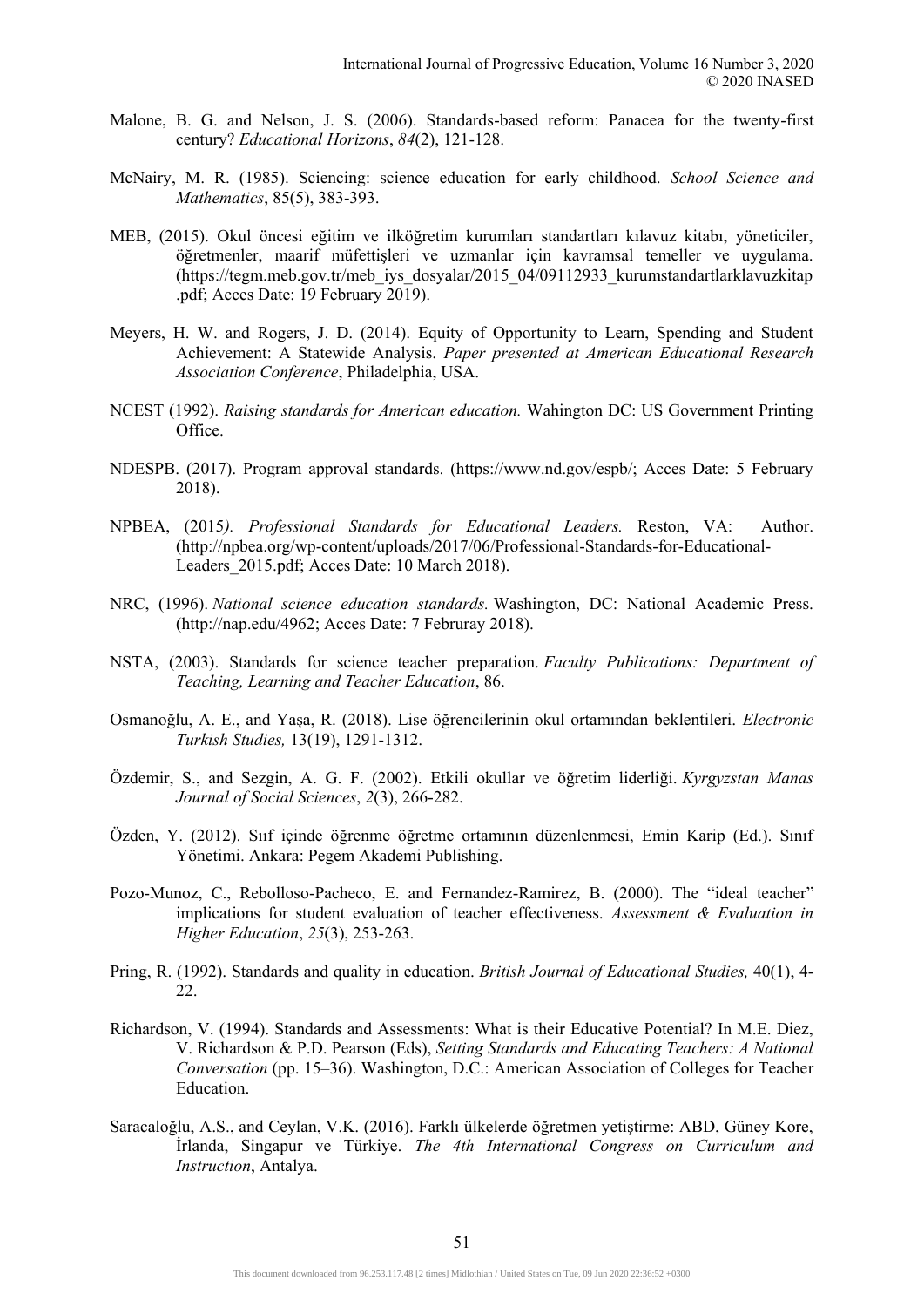Malone, B. G. and Nelson, J. S. (2006). Standards-based reform: Panacea for the twenty-first century? *Educational Horizons*, *84*(2), 121-128.

McNairy, M. R. (1985). Sciencing: science education for early childhood. *School Science and Mathematics*, 85(5), 383-393.

MEB, (2015). Okul öncesi eğitim ve ilköğretim kurumları standartları kılavuz kitabı, yöneticiler, öğretmenler, maarif müfettişleri ve uzmanlar için kavramsal temeller ve uygulama. (https://tegm.meb.gov.tr/meb_iys_dosyalar/2015_04/09112933_kurumstandartlarklavuzkitap.pdf; Acces Date: 19 February 2019).

Meyers, H. W. and Rogers, J. D. (2014). Equity of Opportunity to Learn, Spending and Student Achievement: A Statewide Analysis. *Paper presented at American Educational Research Association Conference*, Philadelphia, USA.

NCEST (1992). *Raising standards for American education.* Wahington DC: US Government Printing Office.

NDESPB. (2017). Program approval standards. (https://www.nd.gov/espb/; Acces Date: 5 February 2018).

NPBEA, (2015*). Professional Standards for Educational Leaders.* Reston, VA: Author. (http://npbea.org/wp-content/uploads/2017/06/Professional-Standards-for-Educational-Leaders_2015.pdf; Acces Date: 10 March 2018).

NRC, (1996). *National science education standards.* Washington, DC: National Academic Press. (http://nap.edu/4962; Acces Date: 7 Februray 2018).

NSTA, (2003). Standards for science teacher preparation. *Faculty Publications: Department of Teaching, Learning and Teacher Education*, 86.

Osmanoğlu, A. E., and Yaşa, R. (2018). Lise öğrencilerinin okul ortamından beklentileri. *Electronic Turkish Studies,* 13(19), 1291-1312.

Özdemir, S., and Sezgin, A. G. F. (2002). Etkili okullar ve öğretim liderliği. *Kyrgyzstan Manas Journal of Social Sciences*, *2*(3), 266-282.

Özden, Y. (2012). Sııf içinde öğrenme öğretme ortamının düzenlenmesi, Emin Karip (Ed.). Sınıf Yönetimi. Ankara: Pegem Akademi Publishing.

Pozo-Munoz, C., Rebolloso-Pacheco, E. and Fernandez-Ramirez, B. (2000). The "ideal teacher" implications for student evaluation of teacher effectiveness. *Assessment & Evaluation in Higher Education*, *25*(3), 253-263.

Pring, R. (1992). Standards and quality in education. *British Journal of Educational Studies,* 40(1), 4-22.

Richardson, V. (1994). Standards and Assessments: What is their Educative Potential? In M.E. Diez, V. Richardson & P.D. Pearson (Eds), *Setting Standards and Educating Teachers: A National Conversation* (pp. 15–36). Washington, D.C.: American Association of Colleges for Teacher Education.

Saracaloğlu, A.S., and Ceylan, V.K. (2016). Farklı ülkelerde öğretmen yetiştirme: ABD, Güney Kore, İrlanda, Singapur ve Türkiye. *The 4th International Congress on Curriculum and Instruction*, Antalya.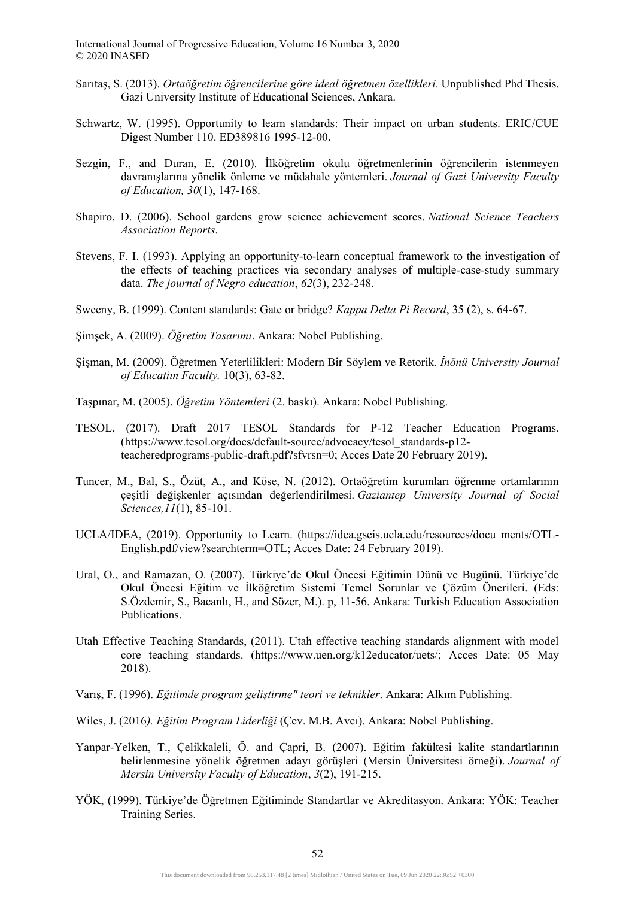Sarıtaş, S. (2013). *Ortaöğretim öğrencilerine göre ideal öğretmen özellikleri.* Unpublished Phd Thesis, Gazi University Institute of Educational Sciences, Ankara.

Schwartz, W. (1995). Opportunity to learn standards: Their impact on urban students. ERIC/CUE Digest Number 110. ED389816 1995-12-00.

Sezgin, F., and Duran, E. (2010). İlköğretim okulu öğretmenlerinin öğrencilerin istenmeyen davranışlarına yönelik önleme ve müdahale yöntemleri. *Journal of Gazi University Faculty of Education, 30*(1), 147-168.

Shapiro, D. (2006). School gardens grow science achievement scores. *National Science Teachers Association Reports*.

Stevens, F. I. (1993). Applying an opportunity-to-learn conceptual framework to the investigation of the effects of teaching practices via secondary analyses of multiple-case-study summary data. *The journal of Negro education*, *62*(3), 232-248.

Sweeny, B. (1999). Content standards: Gate or bridge? *Kappa Delta Pi Record*, 35 (2), s. 64-67.

Şimşek, A. (2009). *Öğretim Tasarımı*. Ankara: Nobel Publishing.

Şişman, M. (2009). Öğretmen Yeterlilikleri: Modern Bir Söylem ve Retorik. *İnönü University Journal of Educatiın Faculty.* 10(3), 63-82.

Taşpınar, M. (2005). *Öğretim Yöntemleri* (2. baskı). Ankara: Nobel Publishing.

TESOL, (2017). Draft 2017 TESOL Standards for P-12 Teacher Education Programs. (https://www.tesol.org/docs/default-source/advocacy/tesol_standards-p12-teacheredprograms-public-draft.pdf?sfvrsn=0; Acces Date 20 February 2019).

Tuncer, M., Bal, S., Özüt, A., and Köse, N. (2012). Ortaöğretim kurumları öğrenme ortamlarının çeşitli değişkenler açısından değerlendirilmesi. *Gaziantep University Journal of Social Sciences,11*(1), 85-101.

UCLA/IDEA, (2019). Opportunity to Learn. (https://idea.gseis.ucla.edu/resources/docu ments/OTL-English.pdf/view?searchterm=OTL; Acces Date: 24 February 2019).

Ural, O., and Ramazan, O. (2007). Türkiye'de Okul Öncesi Eğitimin Dünü ve Bugünü. Türkiye'de Okul Öncesi Eğitim ve İlköğretim Sistemi Temel Sorunlar ve Çözüm Önerileri. (Eds: S.Özdemir, S., Bacanlı, H., and Sözer, M.). p, 11-56. Ankara: Turkish Education Association Publications.

Utah Effective Teaching Standards, (2011). Utah effective teaching standards alignment with model core teaching standards. (https://www.uen.org/k12educator/uets/; Acces Date: 05 May 2018).

Varış, F. (1996). *Eğitimde program geliştirme" teori ve teknikler*. Ankara: Alkım Publishing.

Wiles, J. (2016*). Eğitim Program Liderliği* (Çev. M.B. Avcı). Ankara: Nobel Publishing.

Yanpar-Yelken, T., Çelikkaleli, Ö. and Çapri, B. (2007). Eğitim fakültesi kalite standartlarının belirlenmesine yönelik öğretmen adayı görüşleri (Mersin Üniversitesi örneği). *Journal of Mersin University Faculty of Education*, *3*(2), 191-215.

YÖK, (1999). Türkiye'de Öğretmen Eğitiminde Standartlar ve Akreditasyon. Ankara: YÖK: Teacher Training Series.